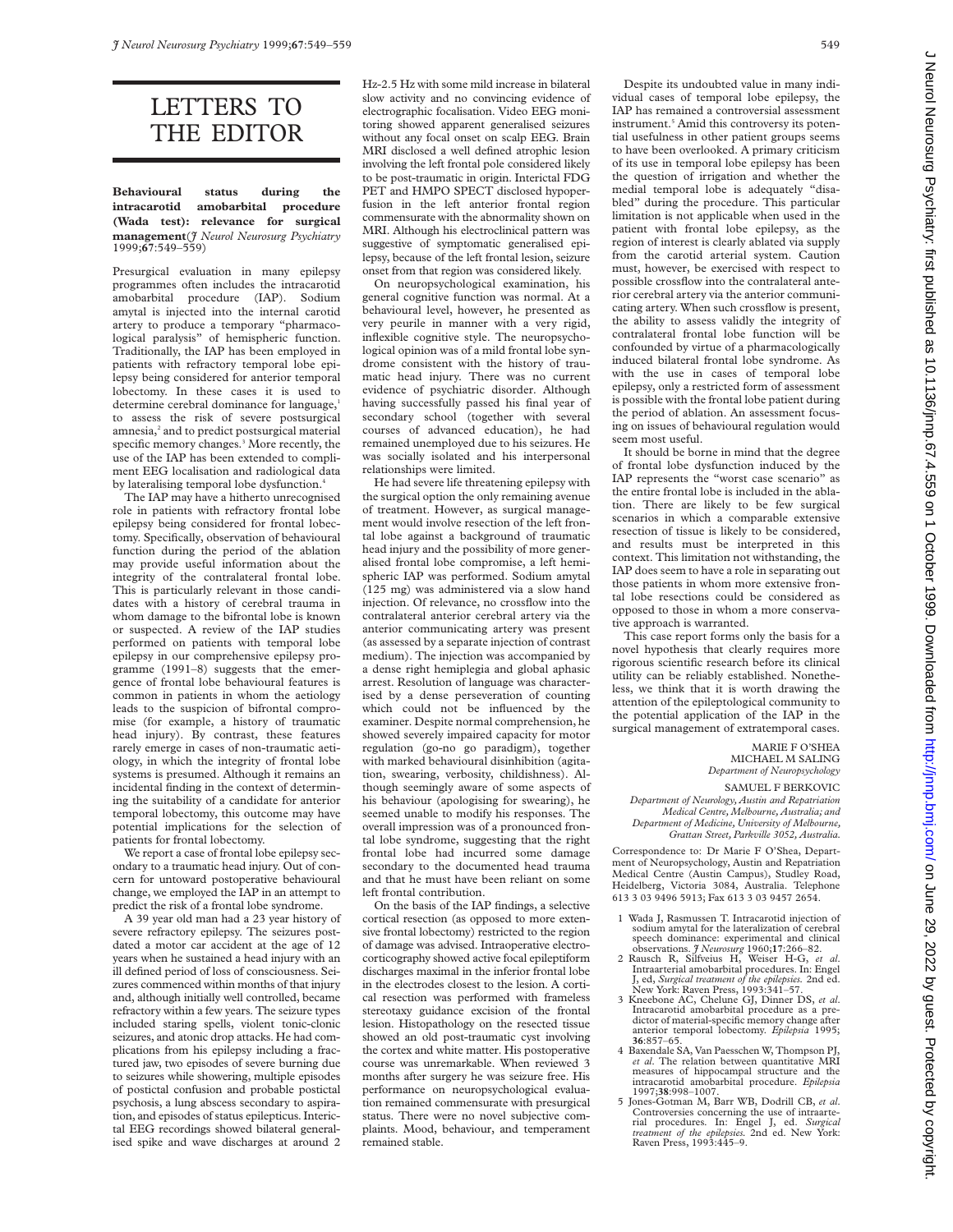# LETTERS TO THE EDITOR

**Behavioural status during the intracarotid amobarbital procedure (Wada test): relevance for surgical management**(*J Neurol Neurosurg Psychiatry* 1999;**67**:549–559)

Presurgical evaluation in many epilepsy programmes often includes the intracarotid amobarbital procedure (IAP). Sodium amytal is injected into the internal carotid artery to produce a temporary "pharmacological paralysis" of hemispheric function. Traditionally, the IAP has been employed in patients with refractory temporal lobe epilepsy being considered for anterior temporal lobectomy. In these cases it is used to determine cerebral dominance for language,[1] to assess the risk of severe postsurgical amnesia,[2] and to predict postsurgical material specific memory changes.[3] More recently, the use of the IAP has been extended to compliment EEG localisation and radiological data by lateralising temporal lobe dysfunction.[4]

The IAP may have a hitherto unrecognised role in patients with refractory frontal lobe epilepsy being considered for frontal lobectomy. Specifically, observation of behavioural function during the period of the ablation may provide useful information about the integrity of the contralateral frontal lobe. This is particularly relevant in those candidates with a history of cerebral trauma in whom damage to the bifrontal lobe is known or suspected. A review of the IAP studies performed on patients with temporal lobe epilepsy in our comprehensive epilepsy programme (1991–8) suggests that the emergence of frontal lobe behavioural features is common in patients in whom the aetiology leads to the suspicion of bifrontal compromise (for example, a history of traumatic head injury). By contrast, these features rarely emerge in cases of non-traumatic aetiology, in which the integrity of frontal lobe systems is presumed. Although it remains an incidental finding in the context of determining the suitability of a candidate for anterior temporal lobectomy, this outcome may have potential implications for the selection of patients for frontal lobectomy.

We report a case of frontal lobe epilepsy secondary to a traumatic head injury. Out of concern for untoward postoperative behavioural change, we employed the IAP in an attempt to predict the risk of a frontal lobe syndrome.

A 39 year old man had a 23 year history of severe refractory epilepsy. The seizures postdated a motor car accident at the age of 12 years when he sustained a head injury with an ill defined period of loss of consciousness. Seizures commenced within months of that injury and, although initially well controlled, became refractory within a few years. The seizure types included staring spells, violent tonic-clonic seizures, and atonic drop attacks. He had complications from his epilepsy including a fractured jaw, two episodes of severe burning due to seizures while showering, multiple episodes of postictal confusion and probable postictal psychosis, a lung abscess secondary to aspiration, and episodes of status epilepticus. Interictal EEG recordings showed bilateral generalised spike and wave discharges at around 2 Hz–2.5 Hz with some mild increase in bilateral slow activity and no convincing evidence of electrographic focalisation. Video EEG monitoring showed apparent generalised seizures without any focal onset on scalp EEG. Brain MRI disclosed a well defined atrophic lesion involving the left frontal pole considered likely to be post-traumatic in origin. Interictal FDG PET and HMPO SPECT disclosed hypoperfusion in the left anterior frontal region commensurate with the abnormality shown on MRI. Although his electroclinical pattern was suggestive of symptomatic generalised epilepsy, because of the left frontal lesion, seizure onset from that region was considered likely.

On neuropsychological examination, his general cognitive function was normal. At a behavioural level, however, he presented as very peurile in manner with a very rigid, inflexible cognitive style. The neuropsychological opinion was of a mild frontal lobe syndrome consistent with the history of traumatic head injury. There was no current evidence of psychiatric disorder. Although having successfully passed his final year of secondary school (together with several courses of advanced education), he had remained unemployed due to his seizures. He was socially isolated and his interpersonal relationships were limited.

He had severe life threatening epilepsy with the surgical option the only remaining avenue of treatment. However, as surgical management would involve resection of the left frontal lobe against a background of traumatic head injury and the possibility of more generalised frontal lobe compromise, a left hemispheric IAP was performed. Sodium amytal (125 mg) was administered via a slow hand injection. Of relevance, no crossflow into the contralateral anterior cerebral artery via the anterior communicating artery was present (as assessed by a separate injection of contrast medium). The injection was accompanied by a dense right hemiplegia and global aphasic arrest. Resolution of language was characterised by a dense perseveration of counting which could not be influenced by the examiner. Despite normal comprehension, he showed severely impaired capacity for motor regulation (go-no go paradigm), together with marked behavioural disinhibition (agitation, swearing, verbosity, childishness). Although seemingly aware of some aspects of his behaviour (apologising for swearing), he seemed unable to modify his responses. The overall impression was of a pronounced frontal lobe syndrome, suggesting that the right frontal lobe had incurred some damage secondary to the documented head trauma and that he must have been reliant on some left frontal contribution.

On the basis of the IAP findings, a selective cortical resection (as opposed to more extensive frontal lobectomy) restricted to the region of damage was advised. Intraoperative electrocorticography showed active focal epileptiform discharges maximal in the inferior frontal lobe in the electrodes closest to the lesion. A cortical resection was performed with frameless stereotaxy guidance excision of the frontal lesion. Histopathology on the resected tissue showed an old post-traumatic cyst involving the cortex and white matter. His postoperative course was unremarkable. When reviewed 3 months after surgery he was seizure free. His performance on neuropsychological evaluation remained commensurate with presurgical status. There were no novel subjective complaints. Mood, behaviour, and temperament remained stable.

Despite its undoubted value in many individual cases of temporal lobe epilepsy, the IAP has remained a controversial assessment instrument.[5] Amid this controversy its potential usefulness in other patient groups seems to have been overlooked. A primary criticism of its use in temporal lobe epilepsy has been the question of irrigation and whether the medial temporal lobe is adequately "disabled" during the procedure. This particular limitation is not applicable when used in the patient with frontal lobe epilepsy, as the region of interest is clearly ablated via supply from the carotid arterial system. Caution must, however, be exercised with respect to possible crossflow into the contralateral anterior cerebral artery via the anterior communicating artery. When such crossflow is present, the ability to assess validly the integrity of contralateral frontal lobe function will be confounded by virtue of a pharmacologically induced bilateral frontal lobe syndrome. As with the use in cases of temporal lobe epilepsy, only a restricted form of assessment is possible with the frontal lobe patient during the period of ablation. An assessment focusing on issues of behavioural regulation would seem most useful.

It should be borne in mind that the degree of frontal lobe dysfunction induced by the IAP represents the "worst case scenario" as the entire frontal lobe is included in the ablation. There are likely to be few surgical scenarios in which a comparable extensive resection of tissue is likely to be considered, and results must be interpreted in this context. This limitation not withstanding, the IAP does seem to have a role in separating out those patients in whom more extensive frontal lobe resections could be considered as opposed to those in whom a more conservative approach is warranted.

This case report forms only the basis for a novel hypothesis that clearly requires more rigorous scientific research before its clinical utility can be reliably established. Nonetheless, we think that it is worth drawing the attention of the epileptological community to the potential application of the IAP in the surgical management of extratemporal cases.

MARIE F O'SHEA
MICHAEL M SALING
*Department of Neuropsychology*

SAMUEL F BERKOVIC
*Department of Neurology, Austin and Repatriation Medical Centre, Melbourne, Australia; and Department of Medicine, University of Melbourne, Grattan Street, Parkville 3052, Australia.*

Correspondence to: Dr Marie F O'Shea, Department of Neuropsychology, Austin and Repatriation Medical Centre (Austin Campus), Studley Road, Heidelberg, Victoria 3084, Australia. Telephone 0613 3 03 9496 5913; Fax 613 3 03 9457 2654.

1 Wada J, Rasmussen T. Intracarotid injection of sodium amytal for the lateralization of cerebral speech dominance: experimental and clinical observations. *J Neurosurg* 1960;**17**:266–82.
2 Rausch R, Silfveius H, Weiser H-G, *et al*. Intraarterial amobarbital procedures. In: Engel J, ed, *Surgical treatment of the epilepsies.* 2nd ed. New York: Raven Press, 1993:341–57.
3 Kneebone AC, Chelune GJ, Dinner DS, *et al*. Intracarotid amobarbital procedure as a predictor of material-specific memory change after anterior temporal lobectomy. *Epilepsia* 1995; **36**:857–65.
4 Baxendale SA, Van Paesschen W, Thompson PJ, *et al*. The relation between quantitative MRI measures of hippocampal structure and the intracarotid amobarbital procedure. *Epilepsia* 1997;**38**:998–1007.
5 Jones-Gotman M, Barr WB, Dodrill CB, *et al*. Controversies concerning the use of intraarterial procedures. In: Engel J, ed. *Surgical treatment of the epilepsies.* 2nd ed. New York: Raven Press, 1993:445–9.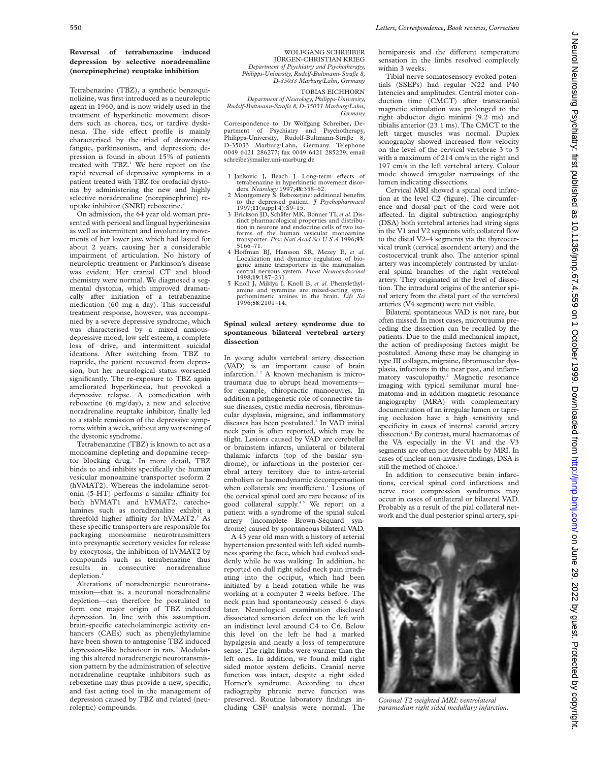## Reversal of tetrabenazine induced depression by selective noradrenaline (norepinephrine) reuptake inhibition

Tetrabenazine (TBZ), a synthetic benzoquinolizine, was first introduced as a neuroleptic agent in 1960, and is now widely used in the treatment of hyperkinetic movement disorders such as chorea, tics, or tardive dyskinesia. The side effect profile is mainly characterised by the triad of drowsiness/fatigue, parkinsonism, and depression; depression is found in about 15% of patients treated with TBZ.[1] We here report on the rapid reversal of depressive symptoms in a patient treated with TBZ for orofacial dystonia by administering the new and highly selective noradrenaline (norepinephrine) reuptake inhibitor (SNRI) reboxetine.[2]

On admission, the 64 year old woman presented with perioral and lingual hyperkinesias as well as intermittent and involuntary movements of her lower jaw, which had lasted for about 2 years, causing her a considerable impairment of articulation. No history of neuroleptic treatment or Parkinson's disease was evident. Her cranial CT and blood chemistry were normal. We diagnosed a segmental dystonia, which improved dramatically after initiation of a tetrabenazine medication (60 mg a day). This successful treatment response, however, was accompanied by a severe depressive syndrome, which was characterised by a mixed anxious-depressive mood, low self esteem, a complete loss of drive, and intermittent suicidal ideations. After switching from TBZ to tiapride, the patient recovered from depression, but her neurological status worsened significantly. The re-exposure to TBZ again ameliorated hyperkinesia, but provoked a depressive relapse. A comedication with reboxetine (6 mg/day), a new and selective noradrenaline reuptake inhibitor, finally led to a stable remission of the depressive symptoms within a week, without any worsening of the dystonic syndrome.

Tetrabenanzine (TBZ) is known to act as a monoamine depleting and dopamine receptor blocking drug.[1] In more detail, TBZ binds to and inhibits specifically the human vesicular monoamine transporter isoform 2 (hVMAT2). Whereas the indolamine serotonin (5-HT) performs a similar affinity for both hVMAT1 and hVMAT2, catecholamines such as noradrenaline exhibit a threefold higher affinity for hVMAT2.[3] As these specific transporters are responsible for packaging monoamine neurotransmitters into presynaptic secretory vesicles for release by exocytosis, the inhibition of hVMAT2 by compounds such as tetrabenazine thus results in consecutive noradrenaline depletion.[4]

Alterations of noradrenergic neurotransmission—that is, a neuronal noradrenaline depletion—can therefore be postulated to form one major origin of TBZ induced depression. In line with this assumption, brain-specific catecholaminergic activity enhancers (CAEs) such as phenylethylamine have been shown to antagonise TBZ induced depression-like behaviour in rats.[5] Modulating this altered noradrenergic neurotransmission pattern by the administration of selective noradrenaline reuptake inhibitors such as reboxetine may thus provide a new, specific, and fast acting tool in the management of depression caused by TBZ and related (neuroleptic) compounds.

WOLFGANG SCHREIBER
JÜRGEN-CHRISTIAN KRIEG
*Department of Psychiatry and Psychotherapy, Philipps-University, Rudolf-Bultmann-Straße 8, D-35033 Marburg/Lahn, Germany*

TOBIAS EICHHORN
*Department of Neurology, Philipps-University, Rudolf-Bultmann-Straße 8, D-35033 Marburg/Lahn, Germany*

Correspondence to: Dr Wolfgang Schreiber, Department of Psychiatry and Psychotherapy, Philipps-University, Rudolf-Bultmann-Straße 8, D-35033 Marburg/Lahn, Germany. Telephone 0049 6421 286277; fax 0049 6421 285229; email schreibe@mailer.uni-marburg.de

1 Jankovic J, Beach J. Long-term effects of tetrabenazine in hyperkinetic movement disorders. *Neurology* 1997;**48**:358–62.
2 Montgomery S. Reboxetine: additional benefits to the depressed patient. *J Psychopharmacol* 1997;**11**(suppl 4):S9–15.
3 Erickson JD, Schäfer MK, Bonner TI, *et al*. Distinct pharmacological properties and distribution in neurons and endocrine cells of two isoforms of the human vesicular monoamine transporter. *Proc Natl Acad Sci U S A* 1996;**93**:5166–71.
4 Hoffman BJ, Hansson SR, Mezey E, *et al*. Localization and dynamic regulation of biogenic amine transporters in the mammalian central nervous system. *Front Neuroendocrinol* 1998;**19**:187–231.
5 Knoll J, Miklya I, Knoll B, *et al*. Phenylethylamine and tyramine are mixed-acting sympathomimetic amines in the brain. *Life Sci* 1996;**58**:2101–14.

## Spinal sulcal artery syndrome due to spontaneous bilateral vertebral artery dissection

In young adults vertebral artery dissection (VAD) is an important cause of brain infarction.[1,2] A known mechanism is microtraumata due to abrupt head movements—for example, chiropractic manoeuvres. In addition a pathogenetic role of connective tissue diseases, cystic media necrosis, fibromuscular dysplasia, migraine, and inflammatory diseases has been postulated.[3] In VAD initial neck pain is often reported, which may be slight. Lesions caused by VAD are cerebellar or brainstem infarcts, unilateral or bilateral thalamic infarcts (top of the basilar syndrome), or infarctions in the posterior cerebral artery territory due to intra-arterial embolism or haemodynamic decompensation when collaterals are insufficient.[1] Lesions of the cervical spinal cord are rare because of its good collateral supply.[4,5] We report on a patient with a syndrome of the spinal sulcal artery (incomplete Brown-Séquard syndrome) caused by spontaneous bilateral VAD.

A 43 year old man with a history of arterial hypertension presented with left sided numbness sparing the face, which had evolved suddenly while he was walking. In addition, he reported on dull right sided neck pain irradiating into the occiput, which had been initiated by a head rotation while he was working at a computer 2 weeks before. The neck pain had spontaneously ceased 6 days later. Neurological examination disclosed dissociated sensation defect on the left with an indistinct level around C4 to C6. Below this level on the left he had a marked hypalgesia and nearly a loss of temperature sense. The right limbs were warmer than the left ones. In addition, we found mild right sided motor system deficits. Cranial nerve function was intact, despite a right sided Horner's syndrome. According to chest radiography phrenic nerve function was preserved. Routine laboratory findings including CSF analysis were normal. The hemiparesis and the different temperature sensation in the limbs resolved completely within 3 weeks.

Tibial nerve somatosensory evoked potentials (SSEPs) had regular N22 and P40 latencies and amplitudes. Central motor conduction time (CMCT) after transcranial magnetic stimulation was prolonged to the right abductor digiti minimi (9.2 ms) and tibialis anterior (23.1 ms). The CMCT to the left target muscles was normal. Duplex sonography showed increased flow velocity on the level of the cervical vertebrae 3 to 5 with a maximum of 214 cm/s in the right and 197 cm/s in the left vertebral artery. Colour mode showed irregular narrowings of the lumen indicating dissections.

Cervical MRI showed a spinal cord infarction at the level C2 (figure). The circumference and dorsal part of the cord were not affected. In digital subtraction angiography (DSA) both vertebral arteries had string signs in the V1 and V2 segments with collateral flow to the distal V2–4 segments via the thyreocervical trunk (cervical ascendent artery) and the costocervical trunk also. The anterior spinal artery was incompletely contrasted by unilateral spinal branches of the right vertebral artery. They originated at the level of dissection. The intradural origins of the anterior spinal artery from the distal part of the vertebral arteries (V4 segment) were not visible.

Bilateral spontaneous VAD is not rare, but often missed. In most cases, microtrauma preceding the dissection can be recalled by the patients. Due to the mild mechanical impact, the action of predisposing factors might be postulated. Among these may be changing in type III collagen, migraine, fibromuscular dysplasia, infections in the near past, and inflammatory vasculopathy.[2] Magnetic resonance imaging with typical semilunar mural haematoma and in addition magnetic resonance angiography (MRA) with complementary documentation of an irregular lumen or tapering occlusion have a high sensitivity and specificity in cases of internal carotid artery dissection.[1] By contrast, mural haematomas of the VA especially in the V1 and the V3 segments are often not detectable by MRI. In cases of unclear non-invasive findings, DSA is still the method of choice.[1]

In addition to consecutive brain infarctions, cervical spinal cord infarctions and nerve root compression syndromes may occur in cases of unilateral or bilateral VAD. Probably as a result of the pial collateral network and the dual posterior spinal artery, spi-

*Coronal T2 weighted MRI: ventrolateral paramedian right sided medullary infarction.*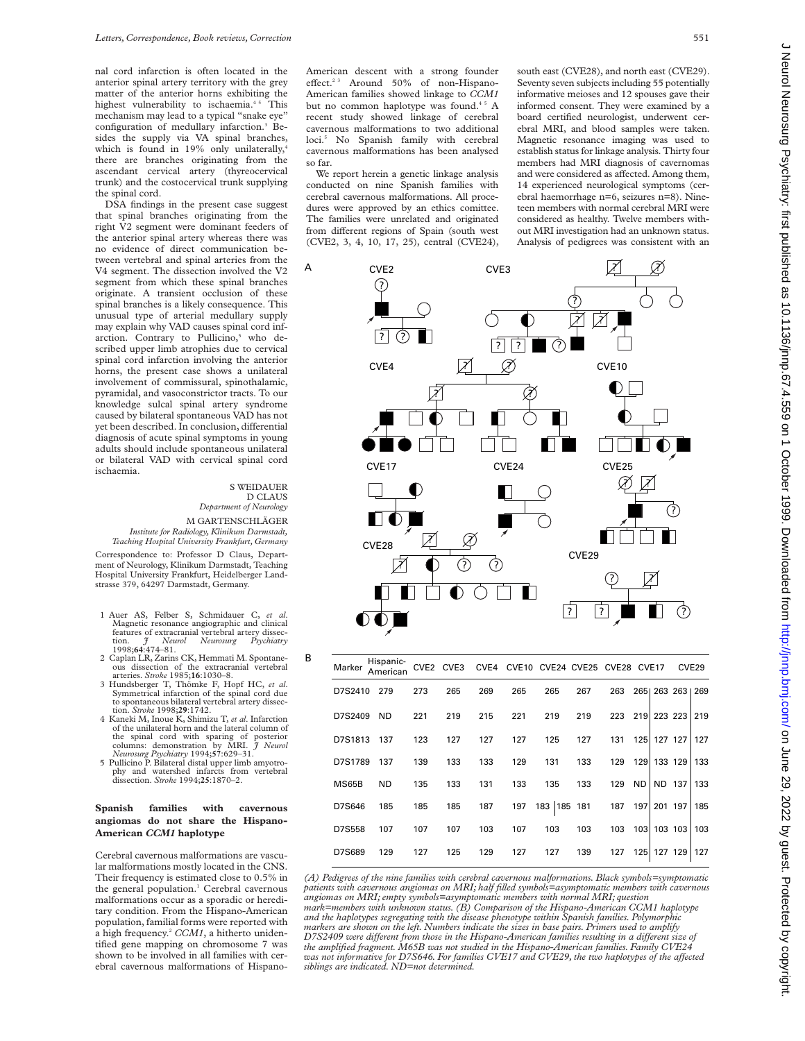nal cord infarction is often located in the anterior spinal artery territory with the grey matter of the anterior horns exhibiting the highest vulnerability to ischaemia.[4 5] This mechanism may lead to a typical "snake eye" configuration of medullary infarction.[3] Besides the supply via VA spinal branches, which is found in 19% only unilaterally,[4] there are branches originating from the ascendant cervical artery (thyreocervical trunk) and the costocervical trunk supplying the spinal cord.

DSA findings in the present case suggest that spinal branches originating from the right V2 segment were dominant feeders of the anterior spinal artery whereas there was no evidence of direct communication between vertebral and spinal arteries from the V4 segment. The dissection involved the V2 segment from which these spinal branches originate. A transient occlusion of these spinal branches is a likely consequence. This unusual type of arterial medullary supply may explain why VAD causes spinal cord infarction. Contrary to Pullicino,[5] who described upper limb atrophies due to cervical spinal cord infarction involving the anterior horns, the present case shows a unilateral involvement of commissural, spinothalamic, pyramidal, and vasoconstrictor tracts. To our knowledge sulcal spinal artery syndrome caused by bilateral spontaneous VAD has not yet been described. In conclusion, differential diagnosis of acute spinal symptoms in young adults should include spontaneous unilateral or bilateral VAD with cervical spinal cord ischaemia.

S WEIDAUER
D CLAUS
*Department of Neurology*

M GARTENSCHLÄGER
*Institute for Radiology, Klinikum Darmstadt, Teaching Hospital University Frankfurt, Germany*

Correspondence to: Professor D Claus, Department of Neurology, Klinikum Darmstadt, Teaching Hospital University Frankfurt, Heidelberger Landstrasse 379, 64297 Darmstadt, Germany.

1 Auer AS, Felber S, Schmidauer C, *et al*. Magnetic resonance angiographic and clinical features of extracranial vertebral artery dissection. *J Neurol Neurosurg Psychiatry* 1998;**64**:474–81.
2 Caplan LR, Zarins CK, Hemmati M. Spontaneous dissection of the extracranial vertebral arteries. *Stroke* 1985;**16**:1030–8.
3 Hundsberger T, Thömke F, Hopf HC, *et al*. Symmetrical infarction of the spinal cord due to spontaneous bilateral vertebral artery dissection. *Stroke* 1998;**29**:1742.
4 Kaneki M, Inoue K, Shimizu T, *et al*. Infarction of the unilateral horn and the lateral column of the spinal cord with sparing of posterior columns: demonstration by MRI. *J Neurol Neurosurg Psychiatry* 1994;**57**:629–31.
5 Pullicino P. Bilateral distal upper limb amyotrophy and watershed infarcts from vertebral dissection. *Stroke* 1994;**25**:1870–2.

## Spanish families with cavernous angiomas do not share the Hispano-American *CCM1* haplotype

Cerebral cavernous malformations are vascular malformations mostly located in the CNS. Their frequency is estimated close to 0.5% in the general population.[1] Cerebral cavernous malformations occur as a sporadic or hereditary condition. From the Hispano-American population, familial forms were reported with a high frequency.[2] *CCM1*, a hitherto unidentified gene mapping on chromosome 7 was shown to be involved in all families with cerebral cavernous malformations of Hispano-American descent with a strong founder effect.[2 3] Around 50% of non-Hispano-American families showed linkage to *CCM1* but no common haplotype was found.[4 5] A recent study showed linkage of cerebral cavernous malformations to two additional loci.[5] No Spanish family with cerebral cavernous malformations has been analysed so far.

We report herein a genetic linkage analysis conducted on nine Spanish families with cerebral cavernous malformations. All procedures were approved by an ethics comittee. The families were unrelated and originated from different regions of Spain (south west (CVE2, 3, 4, 10, 17, 25), central (CVE24), south east (CVE28), and north east (CVE29). Seventy seven subjects including 55 potentially informative meioses and 12 spouses gave their informed consent. They were examined by a board certified neurologist, underwent cerebral MRI, and blood samples were taken. Magnetic resonance imaging was used to establish status for linkage analysis. Thirty four members had MRI diagnosis of cavernomas and were considered as affected. Among them, 14 experienced neurological symptoms (cerebral haemorrhage n=6, seizures n=8). Nineteen members with normal cerebral MRI were considered as healthy. Twelve members without MRI investigation had an unknown status. Analysis of pedigrees was consistent with an

| Marker | Hispanic-American | CVE2 | CVE3 | CVE4 | CVE10 | CVE24 | CVE25 | CVE28 | CVE17 | | CVE29 | |
|---|---|---|---|---|---|---|---|---|---|---|---|---|
| D7S2410 | 279 | 273 | 265 | 269 | 265 | 265 | 267 | 263 | 265 | 263 | 263 | 269 |
| D7S2409 | ND | 221 | 219 | 215 | 221 | 219 | 219 | 223 | 219 | 223 | 223 | 219 |
| D7S1813 | 137 | 123 | 127 | 127 | 127 | 125 | 127 | 131 | 125 | 127 | 127 | 127 |
| D7S1789 | 137 | 139 | 133 | 133 | 129 | 131 | 133 | 129 | 129 | 133 | 129 | 133 |
| MS65B | ND | 135 | 133 | 131 | 133 | 135 | 133 | 129 | ND | ND | 137 | 133 |
| D7S646 | 185 | 185 | 185 | 187 | 197 | 183 \| 185 | 181 | 187 | 197 | 201 | 197 | 185 |
| D7S558 | 107 | 107 | 107 | 103 | 107 | 103 | 103 | 103 | 103 | 103 | 103 | 103 |
| D7S689 | 129 | 127 | 125 | 129 | 127 | 127 | 139 | 127 | 125 | 127 | 129 | 127 |

*(A) Pedigrees of the nine families with cerebral cavernous malformations. Black symbols=symptomatic patients with cavernous angiomas on MRI; half filled symbols=asymptomatic members with cavernous angiomas on MRI; empty symbols=asymptomatic members with normal MRI; question mark=members with unknown status. (B) Comparison of the Hispano-American CCM1 haplotype and the haplotypes segregating with the disease phenotype within Spanish families. Polymorphic markers are shown on the left. Numbers indicate the sizes in base pairs. Primers used to amplify D7S2409 were different from those in the Hispano-American families resulting in a different size of the amplified fragment. M65B was not studied in the Hispano-American families. Family CVE24 was not informative for D7S646. For families CVE17 and CVE29, the two haplotypes of the affected siblings are indicated. ND=not determined.*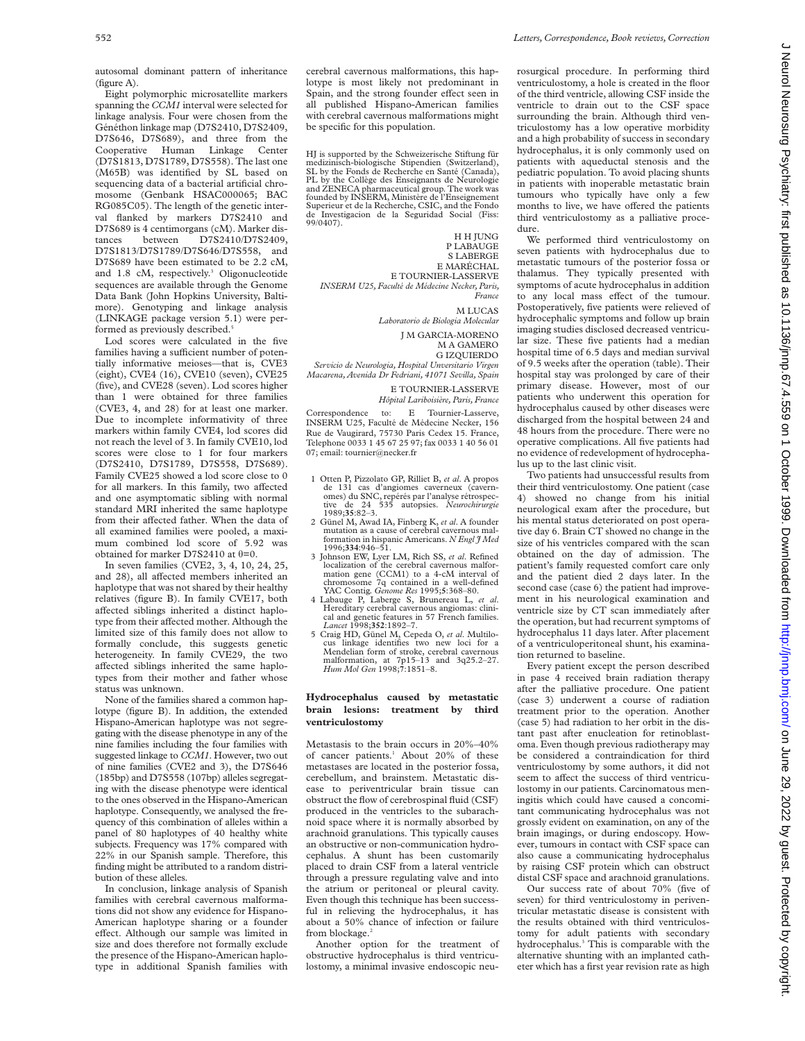autosomal dominant pattern of inheritance (figure A).

Eight polymorphic microsatellite markers spanning the *CCM1* interval were selected for linkage analysis. Four were chosen from the Généthon linkage map (D7S2410, D7S2409, D7S646, D7S689), and three from the Cooperative Human Linkage Center (D7S1813, D7S1789, D7S558). The last one (M65B) was identified by SL based on sequencing data of a bacterial artificial chromosome (Genbank HSAC000065; BAC RG085C05). The length of the genetic interval flanked by markers D7S2410 and D7S689 is 4 centimorgans (cM). Marker distances between D7S2410/D7S2409, D7S1813/D7S1789/D7S646/D7S558, and D7S689 have been estimated to be 2.2 cM, and 1.8 cM, respectively.[3] Oligonucleotide sequences are available through the Genome Data Bank (John Hopkins University, Baltimore). Genotyping and linkage analysis (LINKAGE package version 5.1) were performed as previously described.[5]

Lod scores were calculated in the five families having a sufficient number of potentially informative meioses—that is, CVE3 (eight), CVE4 (16), CVE10 (seven), CVE25 (five), and CVE28 (seven). Lod scores higher than 1 were obtained for three families (CVE3, 4, and 28) for at least one marker. Due to incomplete informativity of three markers within family CVE4, lod scores did not reach the level of 3. In family CVE10, lod scores were close to 1 for four markers (D7S2410, D7S1789, D7S558, D7S689). Family CVE25 showed a lod score close to 0 for all markers. In this family, two affected and one asymptomatic sibling with normal standard MRI inherited the same haplotype from their affected father. When the data of all examined families were pooled, a maximum combined lod score of 5.92 was obtained for marker D7S2410 at θ=0.

In seven families (CVE2, 3, 4, 10, 24, 25, and 28), all affected members inherited an haplotype that was not shared by their healthy relatives (figure B). In family CVE17, both affected siblings inherited a distinct haplotype from their affected mother. Although the limited size of this family does not allow to formally conclude, this suggests genetic heterogeneity. In family CVE29, the two affected siblings inherited the same haplotypes from their mother and father whose status was unknown.

None of the families shared a common haplotype (figure B). In addition, the extended Hispano-American haplotype was not segregating with the disease phenotype in any of the nine families including the four families with suggested linkage to *CCM1*. However, two out of nine families (CVE2 and 3), the D7S646 (185bp) and D7S558 (107bp) alleles segregating with the disease phenotype were identical to the ones observed in the Hispano-American haplotype. Consequently, we analysed the frequency of this combination of alleles within a panel of 80 haplotypes of 40 healthy white subjects. Frequency was 17% compared with 22% in our Spanish sample. Therefore, this finding might be attributed to a random distribution of these alleles.

In conclusion, linkage analysis of Spanish families with cerebral cavernous malformations did not show any evidence for Hispano-American haplotype sharing or a founder effect. Although our sample was limited in size and does therefore not formally exclude the presence of the Hispano-American haplotype in additional Spanish families with cerebral cavernous malformations, this haplotype is most likely not predominant in Spain, and the strong founder effect seen in all published Hispano-American families with cerebral cavernous malformations might be specific for this population.

HJ is supported by the Schweizerische Stiftung für medizinisch-biologische Stipendien (Switzerland), SL by the Fonds de Recherche en Santé (Canada), PL by the Collège des Enseignants de Neurologie and ZENECA pharmaceutical group. The work was founded by INSERM, Ministère de l'Enseignement Superieur et de la Recherche, CSIC, and the Fondo de Investigacion de la Seguridad Social (Fiss: 99/0407).

H H JUNG
P LABAUGE
S LABERGE
E MARÉCHAL
E TOURNIER-LASSERVE
*INSERM U25, Faculté de Médecine Necker, Paris, France*

M LUCAS
*Laboratorio de Biologia Molecular*

J M GARCIA-MORENO
M A GAMERO
G IZQUIERDO
*Servicio de Neurologia, Hospital Unversitario Virgen Macarena, Avenida Dr Fedriani, 41071 Sevilla, Spain*

E TOURNIER-LASSERVE
*Hôpital Lariboisière, Paris, France*

Correspondence to: E Tournier-Lasserve, INSERM U25, Faculté de Médecine Necker, 156 Rue de Vaugirard, 75730 Paris Cedex 15. France, Telephone 0033 1 45 67 25 97; fax 0033 1 40 56 01 07; email: tournier@necker.fr

1 Otten P, Pizzolato GP, Rilliet B, *et al*. A propos de 131 cas d'angiomes caverneux (cavernomes) du SNC, repérés par l'analyse rétrospective de 24 535 autopsies. *Neurochirurgie* 1989;**35**:82–3.
2 Günel M, Awad IA, Finberg K, *et al*. A founder mutation as a cause of cerebral cavernous malformation in hispanic Americans. *N Engl J Med* 1996;**334**:946–51.
3 Johnson EW, Lyer LM, Rich SS, *et al*. Refined localization of the cerebral cavernous malformation gene (CCM1) to a 4-cM interval of chromosome 7q contained in a well-defined YAC Contig. *Genome Res* 1995;**5**:368–80.
4 Labauge P, Laberge S, Brunereau L, *et al*. Hereditary cerebral cavernous angiomas: clinical and genetic features in 57 French families. *Lancet* 1998;**352**:1892–7.
5 Craig HD, Günel M, Cepeda O, *et al*. Multilocus linkage identifies two new loci for a Mendelian form of stroke, cerebral cavernous malformation, at 7p15–13 and 3q25.2–27. *Hum Mol Gen* 1998;**7**:1851–8.

## Hydrocephalus caused by metastatic brain lesions: treatment by third ventriculostomy

Metastasis to the brain occurs in 20%–40% of cancer patients.[1] About 20% of these metastases are located in the posterior fossa, cerebellum, and brainstem. Metastatic disease to periventricular brain tissue can obstruct the flow of cerebrospinal fluid (CSF) produced in the ventricles to the subarachnoid space where it is normally absorbed by arachnoid granulations. This typically causes an obstructive or non-communication hydrocephalus. A shunt has been customarily placed to drain CSF from a lateral ventricle through a pressure regulating valve and into the atrium or peritoneal or pleural cavity. Even though this technique has been successful in relieving the hydrocephalus, it has about a 50% chance of infection or failure from blockage.[2]

Another option for the treatment of obstructive hydrocephalus is third ventriculostomy, a minimal invasive endoscopic neurosurgical procedure. In performing third ventriculostomy, a hole is created in the floor of the third ventricle, allowing CSF inside the ventricle to drain out to the CSF space surrounding the brain. Although third ventriculostomy has a low operative morbidity and a high probability of success in secondary hydrocephalus, it is only commonly used on patients with aqueductal stenosis and the pediatric population. To avoid placing shunts in patients with inoperable metastatic brain tumours who typically have only a few months to live, we have offered the patients third ventriculostomy as a palliative procedure.

We performed third ventriculostomy on seven patients with hydrocephalus due to metastatic tumours of the posterior fossa or thalamus. They typically presented with symptoms of acute hydrocephalus in addition to any local mass effect of the tumour. Postoperatively, five patients were relieved of hydrocephalic symptoms and follow up brain imaging studies disclosed decreased ventricular size. These five patients had a median hospital time of 6.5 days and median survival of 9.5 weeks after the operation (table). Their hospital stay was prolonged by care of their primary disease. However, most of our patients who underwent this operation for hydrocephalus caused by other diseases were discharged from the hospital between 24 and 48 hours from the procedure. There were no operative complications. All five patients had no evidence of redevelopment of hydrocephalus up to the last clinic visit.

Two patients had unsuccessful results from their third ventriculostomy. One patient (case 4) showed no change from his initial neurological exam after the procedure, but his mental status deteriorated on post operative day 6. Brain CT showed no change in the size of his ventricles compared with the scan obtained on the day of admission. The patient's family requested comfort care only and the patient died 2 days later. In the second case (case 6) the patient had improvement in his neurological examination and ventricle size by CT scan immediately after the operation, but had recurrent symptoms of hydrocephalus 11 days later. After placement of a ventriculoperitoneal shunt, his examination returned to baseline.

Every patient except the person described in pase 4 received brain radiation therapy after the palliative procedure. One patient (case 3) underwent a course of radiation treatment prior to the operation. Another (case 5) had radiation to her orbit in the distant past after enucleation for retinoblastoma. Even though previous radiotherapy may be considered a contraindication for third ventriculostomy by some authors, it did not seem to affect the success of third ventriculostomy in our patients. Carcinomatous meningitis which could have caused a concomitant communicating hydrocephalus was not grossly evident on examination, on any of the brain imagings, or during endoscopy. However, tumours in contact with CSF space can also cause a communicating hydrocephalus by raising CSF protein which can obstruct distal CSF space and arachnoid granulations.

Our success rate of about 70% (five of seven) for third ventriculostomy in periventricular metastatic disease is consistent with the results obtained with third ventriculostomy for adult patients with secondary hydrocephalus.[3] This is comparable with the alternative shunting with an implanted catheter which has a first year revision rate as high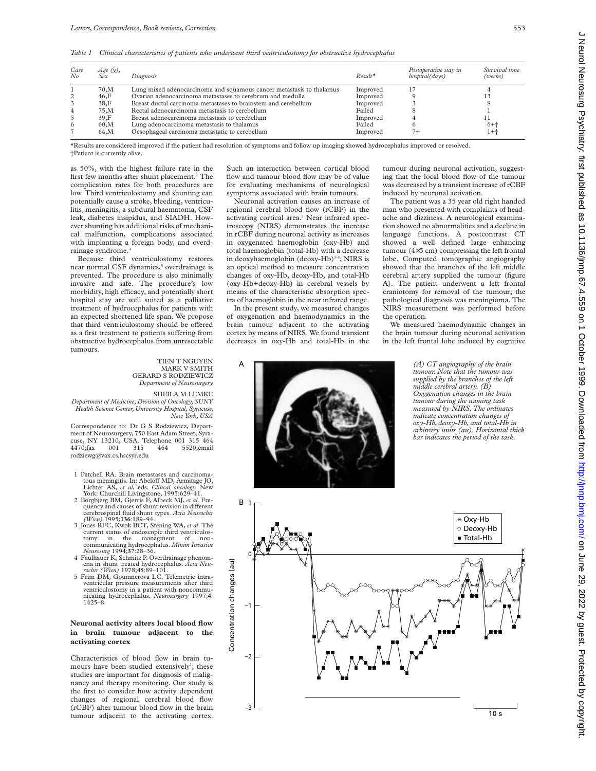*Table 1 Clinical characteristics of patients who underwent third ventriculostomy for obstructive hydrocephalus*

| Case No | Age (y), Sex | Diagnosis | Result* | Postoperative stay in hospital(days) | Survival time (weeks) |
|---|---|---|---|---|---|
| 1 | 70,M | Lung mixed adenocarcinoma and squamous cancer metastasis to thalamus | Improved | 17 | 4 |
| 2 | 46,F | Ovarian adenocarcinoma metastases to cerebrum and medulla | Improved | 9 | 13 |
| 3 | 38,F | Breast ductal carcinoma metastases to brainstem and cerebellum | Improved | 3 | 8 |
| 4 | 75,M | Rectal adenocarcinoma metastasis to cerebellum | Failed | 8 | 1 |
| 5 | 39,F | Breast adenocarcinoma metastasis to cerebellum | Improved | 4 | 11 |
| 6 | 60,M | Lung adenocarcinoma metastasis to thalamus | Failed | 6 | 6+† |
| 7 | 64,M | Oesophageal carcinoma metastatic to cerebellum | Improved | 7+ | 1+† |

*Results are considered improved if the patient had resolution of symptoms and follow up imaging showed hydrocephalus improved or resolved.
†Patient is currently alive.

as 50%, with the highest failure rate in the first few months after shunt placement.[2] The complication rates for both procedures are low. Third ventriculostomy and shunting can potentially cause a stroke, bleeding, ventriculitis, meningitis, a subdural haematoma, CSF leak, diabetes insipidus, and SIADH. However shunting has additional risks of mechanical malfunction, complications associated with implanting a foreign body, and overdrainage syndrome.[4]

Because third ventriculostomy restores near normal CSF dynamics,[5] overdrainage is prevented. The procedure is also minimally invasive and safe. The procedure's low morbidity, high efficacy, and potentially short hospital stay are well suited as a palliative treatment of hydrocephalus for patients with an expected shortened life span. We propose that third ventriculostomy should be offered as a first treatment to patients suffering from obstructive hydrocephalus from unresectable tumours.

TIEN T NGUYEN
MARK V SMITH
GERARD S RODZIEWICZ
*Department of Neurosurgery*

SHEILA M LEMKE
*Department of Medicine, Division of Oncology, SUNY Health Science Center, University Hospital, Syracuse, New York, USA*

Correspondence to: Dr G S Rodziewicz, Department of Neurosurgery, 750 East Adam Street, Syracuse, NY 13210, USA. Telephone 001 315 464 4470;fax 001 315 464 5520;email rodziewg@vax.cs.hscsyr.edu

1 Patchell RA. Brain metastases and carcinomatous meningitis. In: Abeloff MD, Armitage JO, Lichter AS, *et al*, eds. *Clincal oncology.* New York: Churchill Livingstone, 1995:629–41.
2 Borgbjerg BM, Gjerris F, Albeck MJ, *et al*. Frequency and causes of shunt revision in different cerebrospinal fluid shunt types. *Acta Neurochir (Wien)* 1995;**136**:189–94.
3 Jones RFC, Kwok BCT, Stening WA, *et al*. The current status of endoscopic third ventriculostomy in the managment of non-communicating hydrocephalus. *Minim Invasive Neurosurg* 1994;**37**:28–36.
4 Faulhauer K, Schmitz P. Overdrainage phenomena in shunt treated hydrocephalus. *Acta Neurochir (Wien)* 1978;**45**:89–101.
5 Frim DM, Goumnerova LC. Telemetric intraventricular pressure measurements after third ventriculostomy in a patient with noncommunicating hydrocephalus. *Neurosurgery* 1997;**4**: 1425–8.

## Neuronal activity alters local blood flow in brain tumour adjacent to the activating cortex

Characteristics of blood flow in brain tumours have been studied extensively[1]; these studies are important for diagnosis of malignancy and therapy monitoring. Our study is the first to consider how activity dependent changes of regional cerebral blood flow (rCBF) alter tumour blood flow in the brain tumour adjacent to the activating cortex. Such an interaction between cortical blood flow and tumour blood flow may be of value for evaluating mechanisms of neurological symptoms associated with brain tumours.

Neuronal activation causes an increase of regional cerebral blood flow (rCBF) in the activating cortical area.[2] Near infrared spectroscopy (NIRS) demonstrates the increase in rCBF during neuronal activity as increases in oxygenated haemoglobin (oxy-Hb) and total haemoglobin (total-Hb) with a decrease in deoxyhaemoglobin (deoxy-Hb)[3–5]; NIRS is an optical method to measure concentration changes of oxy-Hb, deoxy-Hb, and total-Hb (oxy-Hb+deoxy-Hb) in cerebral vessels by means of the characteristic absorption spectra of haemoglobin in the near infrared range.

In the present study, we measured changes of oxygenation and haemodynamics in the brain tumour adjacent to the activating cortex by means of NIRS. We found transient decreases in oxy-Hb and total-Hb in the tumour during neuronal activation, suggesting that the local blood flow of the tumour was decreased by a transient increase of rCBF induced by neuronal activation.

The patient was a 35 year old right handed man who presented with complaints of headache and dizziness. A neurological examination showed no abnormalities and a decline in language functions. A postcontrast CT showed a well defined large enhancing tumour (4×5 cm) compressing the left frontal lobe. Computed tomographic angiography showed that the branches of the left middle cerebral artery supplied the tumour (figure A). The patient underwent a left frontal craniotomy for removal of the tumour; the pathological diagnosis was meningioma. The NIRS measurement was performed before the operation.

We measured haemodynamic changes in the brain tumour during neuronal activation in the left frontal lobe induced by cognitive

*(A) CT angiography of the brain tumour. Note that the tumour was supplied by the branches of the left middle cerebral artery. (B) Oxygenation changes in the brain tumour during the naming task measured by NIRS. The ordinates indicate concentration changes of oxy-Hb, deoxy-Hb, and total-Hb in arbitrary units (au). Horizontal thick bar indicates the period of the task.*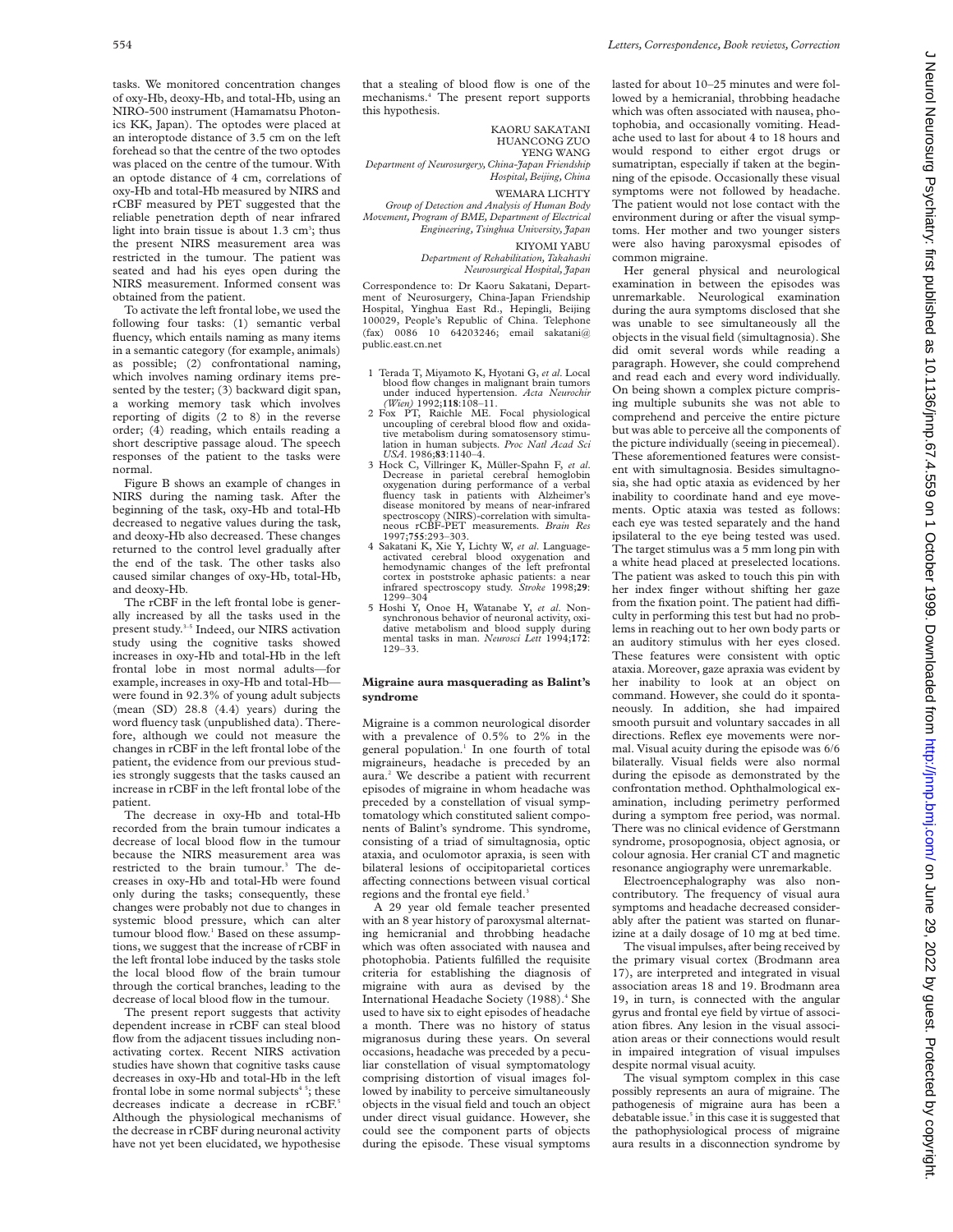tasks. We monitored concentration changes of oxy-Hb, deoxy-Hb, and total-Hb, using an NIRO-500 instrument (Hamamatsu Photonics KK, Japan). The optodes were placed at an interoptode distance of 3.5 cm on the left forehead so that the centre of the two optodes was placed on the centre of the tumour. With an optode distance of 4 cm, correlations of oxy-Hb and total-Hb measured by NIRS and rCBF measured by PET suggested that the reliable penetration depth of near infrared light into brain tissue is about 1.3 cm[3]; thus the present NIRS measurement area was restricted in the tumour. The patient was seated and had his eyes open during the NIRS measurement. Informed consent was obtained from the patient.

To activate the left frontal lobe, we used the following four tasks: (1) semantic verbal fluency, which entails naming as many items in a semantic category (for example, animals) as possible; (2) confrontational naming, which involves naming ordinary items presented by the tester; (3) backward digit span, a working memory task which involves reporting of digits (2 to 8) in the reverse order; (4) reading, which entails reading a short descriptive passage aloud. The speech responses of the patient to the tasks were normal.

Figure B shows an example of changes in NIRS during the naming task. After the beginning of the task, oxy-Hb and total-Hb decreased to negative values during the task, and deoxy-Hb also decreased. These changes returned to the control level gradually after the end of the task. The other tasks also caused similar changes of oxy-Hb, total-Hb, and deoxy-Hb.

The rCBF in the left frontal lobe is generally increased by all the tasks used in the present study.[3–5] Indeed, our NIRS activation study using the cognitive tasks showed increases in oxy-Hb and total-Hb in the left frontal lobe in most normal adults—for example, increases in oxy-Hb and total-Hb—were found in 92.3% of young adult subjects (mean (SD) 28.8 (4.4) years) during the word fluency task (unpublished data). Therefore, although we could not measure the changes in rCBF in the left frontal lobe of the patient, the evidence from our previous studies strongly suggests that the tasks caused an increase in rCBF in the left frontal lobe of the patient.

The decrease in oxy-Hb and total-Hb recorded from the brain tumour indicates a decrease of local blood flow in the tumour because the NIRS measurement area was restricted to the brain tumour.[3] The decreases in oxy-Hb and total-Hb were found only during the tasks; consequently, these changes were probably not due to changes in systemic blood pressure, which can alter tumour blood flow.[1] Based on these assumptions, we suggest that the increase of rCBF in the left frontal lobe induced by the tasks stole the local blood flow of the brain tumour through the cortical branches, leading to the decrease of local blood flow in the tumour.

The present report suggests that activity dependent increase in rCBF can steal blood flow from the adjacent tissues including non-activating cortex. Recent NIRS activation studies have shown that cognitive tasks cause decreases in oxy-Hb and total-Hb in the left frontal lobe in some normal subjects[4 5]; these decreases indicate a decrease in rCBF.[5] Although the physiological mechanisms of the decrease in rCBF during neuronal activity have not yet been elucidated, we hypothesise that a stealing of blood flow is one of the mechanisms.[4] The present report supports this hypothesis.

KAORU SAKATANI
HUANCONG ZUO
YENG WANG
*Department of Neurosurgery, China-Japan Friendship Hospital, Beijing, China*

WEMARA LICHTY
*Group of Detection and Analysis of Human Body Movement, Program of BME, Department of Electrical Engineering, Tsinghua University, Japan*

KIYOMI YABU
*Department of Rehabilitation, Takahashi Neurosurgical Hospital, Japan*

Correspondence to: Dr Kaoru Sakatani, Department of Neurosurgery, China-Japan Friendship Hospital, Yinghua East Rd., Hepingli, Beijing 100029, People's Republic of China. Telephone (fax) 0086 10 64203246; email sakatani@public.east.cn.net

1 Terada T, Miyamoto K, Hyotani G, *et al*. Local blood flow changes in malignant brain tumors under induced hypertension. *Acta Neurochir (Wien)* 1992;**118**:108–11.
2 Fox PT, Raichle ME. Focal physiological uncoupling of cerebral blood flow and oxidative metabolism during somatosensory stimulation in human subjects. *Proc Natl Acad Sci USA*. 1986;**83**:1140–4.
3 Hock C, Villringer K, Müller-Spahn F, *et al*. Decrease in parietal cerebral hemoglobin oxygenation during performance of a verbal fluency task in patients with Alzheimer's disease monitored by means of near-infrared spectroscopy (NIRS)-correlation with simultaneous rCBF-PET measurements. *Brain Res* 1997;**755**:293–303.
4 Sakatani K, Xie Y, Lichty W, *et al*. Language-activated cerebral blood oxygenation and hemodynamic changes of the left prefrontal cortex in poststroke aphasic patients: a near infrared spectroscopy study. *Stroke* 1998;**29**:1299–304
5 Hoshi Y, Onoe H, Watanabe Y, *et al*. Non-synchronous behavior of neuronal activity, oxidative metabolism and blood supply during mental tasks in man. *Neurosci Lett* 1994;**172**:129–33.

## Migraine aura masquerading as Balint's syndrome

Migraine is a common neurological disorder with a prevalence of 0.5% to 2% in the general population.[1] In one fourth of total migraineurs, headache is preceded by an aura.[2] We describe a patient with recurrent episodes of migraine in whom headache was preceded by a constellation of visual symptomatology which constituted salient components of Balint's syndrome. This syndrome, consisting of a triad of simultagnosia, optic ataxia, and oculomotor apraxia, is seen with bilateral lesions of occipitoparietal cortices affecting connections between visual cortical regions and the frontal eye field.[3]

A 29 year old female teacher presented with an 8 year history of paroxysmal alternating hemicranial and throbbing headache which was often associated with nausea and photophobia. Patients fulfilled the requisite criteria for establishing the diagnosis of migraine with aura as devised by the International Headache Society (1988).[4] She used to have six to eight episodes of headache a month. There was no history of status migranosus during these years. On several occasions, headache was preceded by a peculiar constellation of visual symptomatology comprising distortion of visual images followed by inability to perceive simultaneously objects in the visual field and touch an object under direct visual guidance. However, she could see the component parts of objects during the episode. These visual symptoms lasted for about 10–25 minutes and were followed by a hemicranial, throbbing headache which was often associated with nausea, photophobia, and occasionally vomiting. Headache used to last for about 4 to 18 hours and would respond to either ergot drugs or sumatriptan, especially if taken at the beginning of the episode. Occasionally these visual symptoms were not followed by headache. The patient would not lose contact with the environment during or after the visual symptoms. Her mother and two younger sisters were also having paroxysmal episodes of common migraine.

Her general physical and neurological examination in between the episodes was unremarkable. Neurological examination during the aura symptoms disclosed that she was unable to see simultaneously all the objects in the visual field (simultagnosia). She did omit several words while reading a paragraph. However, she could comprehend and read each and every word individually. On being shown a complex picture comprising multiple subunits she was not able to comprehend and perceive the entire picture but was able to perceive all the components of the picture individually (seeing in piecemeal). These aforementioned features were consistent with simultagnosia. Besides simultagnosia, she had optic ataxia as evidenced by her inability to coordinate hand and eye movements. Optic ataxia was tested as follows: each eye was tested separately and the hand ipsilateral to the eye being tested was used. The target stimulus was a 5 mm long pin with a white head placed at preselected locations. The patient was asked to touch this pin with her index finger without shifting her gaze from the fixation point. The patient had difficulty in performing this test but had no problems in reaching out to her own body parts or an auditory stimulus with her eyes closed. These features were consistent with optic ataxia. Moreover, gaze apraxia was evident by her inability to look at an object on command. However, she could do it spontaneously. In addition, she had impaired smooth pursuit and voluntary saccades in all directions. Reflex eye movements were normal. Visual acuity during the episode was 6/6 bilaterally. Visual fields were also normal during the episode as demonstrated by the confrontation method. Ophthalmological examination, including perimetry performed during a symptom free period, was normal. There was no clinical evidence of Gerstmann syndrome, prosopognosia, object agnosia, or colour agnosia. Her cranial CT and magnetic resonance angiography were unremarkable.

Electroencephalography was also non-contributory. The frequency of visual aura symptoms and headache decreased considerably after the patient was started on flunarizine at a daily dosage of 10 mg at bed time.

The visual impulses, after being received by the primary visual cortex (Brodmann area 17), are interpreted and integrated in visual association areas 18 and 19. Brodmann area 19, in turn, is connected with the angular gyrus and frontal eye field by virtue of association fibres. Any lesion in the visual association areas or their connections would result in impaired integration of visual impulses despite normal visual acuity.

The visual symptom complex in this case possibly represents an aura of migraine. The pathogenesis of migraine aura has been a debatable issue.[5] in this case it is suggested that the pathophysiological process of migraine aura results in a disconnection syndrome by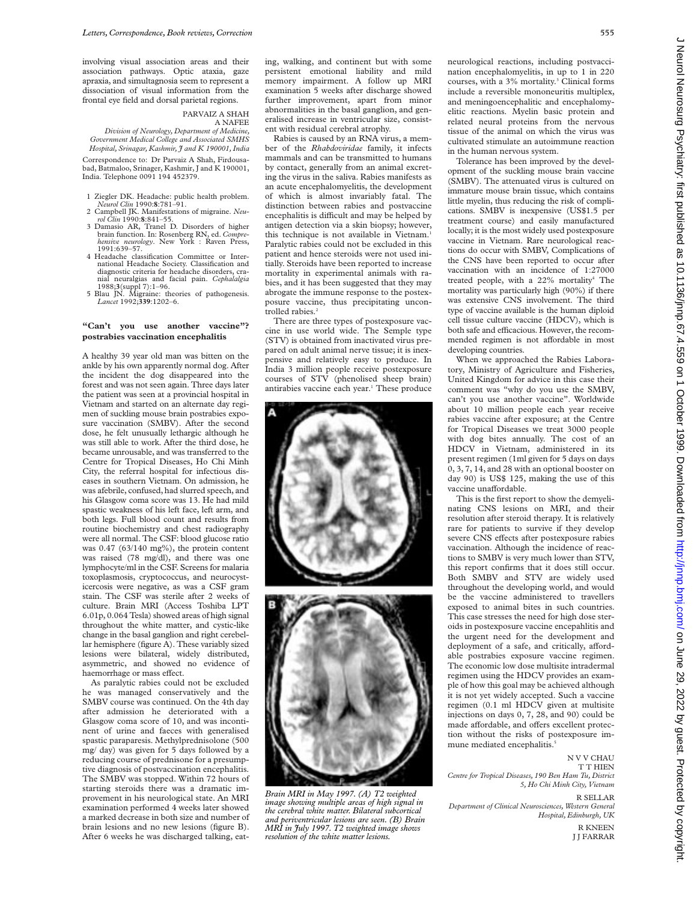involving visual association areas and their association pathways. Optic ataxia, gaze apraxia, and simultagnosia seem to represent a dissociation of visual information from the frontal eye field and dorsal parietal regions.

PARVAIZ A SHAH
A NAFEE

*Division of Neurology, Department of Medicine, Government Medical College and Associated SMHS Hospital, Srinagar, Kashmir, J and K 190001, India*

Correspondence to: Dr Parvaiz A Shah, Firdousabad, Batmaloo, Srinagar, Kashmir, J and K 190001, India. Telephone 0091 194 452379.

1 Ziegler DK. Headache: public health problem. *Neurol Clin* 1990:**8**:781–91.
2 Campbell JK. Manifestations of migraine. *Neurol Clin* 1990:**8**:841–55.
3 Damasio AR, Tranel D. Disorders of higher brain function. In: Rosenberg RN, ed. *Comprehensive neurology*. New York : Raven Press, 1991:639–57.
4 Headache classification Committee or International Headache Society. Classification and diagnostic criteria for headache disorders, cranial neuralgias and facial pain. *Cephalalgia* 1988;**3**(suppl 7):1–96.
5 Blau JN. Migraine: theories of pathogenesis. *Lancet* 1992;**339**:1202–6.

## "Can't you use another vaccine"? postrabies vaccination encephalitis

A healthy 39 year old man was bitten on the ankle by his own apparently normal dog. After the incident the dog disappeared into the forest and was not seen again. Three days later the patient was seen at a provincial hospital in Vietnam and started on an alternate day regimen of suckling mouse brain postrabies exposure vaccination (SMBV). After the second dose, he felt unusually lethargic although he was still able to work. After the third dose, he became unrousable, and was transferred to the Centre for Tropical Diseases, Ho Chi Minh City, the referral hospital for infectious diseases in southern Vietnam. On admission, he was afebrile, confused, had slurred speech, and his Glasgow coma score was 13. He had mild spastic weakness of his left face, left arm, and both legs. Full blood count and results from routine biochemistry and chest radiography were all normal. The CSF: blood glucose ratio was 0.47 (63/140 mg%), the protein content was raised (78 mg/dl), and there was one lymphocyte/ml in the CSF. Screens for malaria toxoplasmosis, cryptococcus, and neurocysticercosis were negative, as was a CSF gram stain. The CSF was sterile after 2 weeks of culture. Brain MRI (Access Toshiba LPT 6.01p, 0.064 Tesla) showed areas of high signal throughout the white matter, and cystic-like change in the basal ganglion and right cerebellar hemisphere (figure A). These variably sized lesions were bilateral, widely distributed, asymmetric, and showed no evidence of haemorrhage or mass effect.

As paralytic rabies could not be excluded he was managed conservatively and the SMBV course was continued. On the 4th day after admission he deteriorated with a Glasgow coma score of 10, and was incontinent of urine and faeces with generalised spastic paraparesis. Methylprednisolone (500 mg/ day) was given for 5 days followed by a reducing course of prednisone for a presumptive diagnosis of postvaccination encephalitis. The SMBV was stopped. Within 72 hours of starting steroids there was a dramatic improvement in his neurological state. An MRI examination performed 4 weeks later showed a marked decrease in both size and number of brain lesions and no new lesions (figure B). After 6 weeks he was discharged talking, eating, walking, and continent but with some persistent emotional liability and mild memory impairment. A follow up MRI examination 5 weeks after discharge showed further improvement, apart from minor abnormalities in the basal ganglion, and generalised increase in ventricular size, consistent with residual cerebral atrophy.

Rabies is caused by an RNA virus, a member of the *Rhabdoviridae* family, it infects mammals and can be transmitted to humans by contact, generally from an animal excreting the virus in the saliva. Rabies manifests as an acute encephalomyelitis, the development of which is almost invariably fatal. The distinction between rabies and postvaccine encephalitis is difficult and may be helped by antigen detection via a skin biopsy; however, this technique is not available in Vietnam.[1] Paralytic rabies could not be excluded in this patient and hence steroids were not used initially. Steroids have been reported to increase mortality in experimental animals with rabies, and it has been suggested that they may abrogate the immune response to the postexposure vaccine, thus precipitating uncontrolled rabies.[2]

There are three types of postexposure vaccine in use world wide. The Semple type (STV) is obtained from inactivated virus prepared on adult animal nerve tissue; it is inexpensive and relatively easy to produce. In India 3 million people receive postexposure courses of STV (phenolised sheep brain) antirabies vaccine each year.[1] These produce neurological reactions, including postvaccination encephalomyelitis, in up to 1 in 220 courses, with a 3% mortality.[3] Clinical forms include a reversible mononeuritis multiplex, and meningoencephalitic and encephalomyelitic reactions. Myelin basic protein and related neural proteins from the nervous tissue of the animal on which the virus was cultivated stimulate an autoimmune reaction in the human nervous system.

*Brain MRI in May 1997. (A) T2 weighted image showing multiple areas of high signal in the cerebral white matter. Bilateral subcortical and periventricular lesions are seen. (B) Brain MRI in July 1997. T2 weighted image shows resolution of the white matter lesions.*

Tolerance has been improved by the development of the suckling mouse brain vaccine (SMBV). The attenuated virus is cultured on immature mouse brain tissue, which contains little myelin, thus reducing the risk of complications. SMBV is inexpensive (US$1.5 per treatment course) and easily manufactured locally; it is the most widely used postexposure vaccine in Vietnam. Rare neurological reactions do occur with SMBV, Complications of the CNS have been reported to occur after vaccination with an incidence of 1:27000 treated people, with a 22% mortality[4] The mortality was particularly high (90%) if there was extensive CNS involvement. The third type of vaccine available is the human diploid cell tissue culture vaccine (HDCV), which is both safe and efficacious. However, the recommended regimen is not affordable in most developing countries.

When we approached the Rabies Laboratory, Ministry of Agriculture and Fisheries, United Kingdom for advice in this case their comment was "why do you use the SMBV, can't you use another vaccine". Worldwide about 10 million people each year receive rabies vaccine after exposure; at the Centre for Tropical Diseases we treat 3000 people with dog bites annually. The cost of an HDCV in Vietnam, administered in its present regimen (1ml given for 5 days on days 0, 3, 7, 14, and 28 with an optional booster on day 90) is US$ 125, making the use of this vaccine unaffordable.

This is the first report to show the demyelinating CNS lesions on MRI, and their resolution after steroid therapy. It is relatively rare for patients to survive if they develop severe CNS effects after postexposure rabies vaccination. Although the incidence of reactions to SMBV is very much lower than STV, this report confirms that it does still occur. Both SMBV and STV are widely used throughout the developing world, and would be the vaccine administered to travellers exposed to animal bites in such countries. This case stresses the need for high dose steroids in postexposure vaccine encepahlitis and the urgent need for the development and deployment of a safe, and critically, affordable postrabies exposure vaccine regimen. The economic low dose multisite intradermal regimen using the HDCV provides an example of how this goal may be achieved although it is not yet widely accepted. Such a vaccine regimen (0.1 ml HDCV given at multisite injections on days 0, 7, 28, and 90) could be made affordable, and offers excellent protection without the risks of postexposure immune mediated encephalitis.[5]

N V V CHAU
T T HIEN

*Centre for Tropical Diseases, 190 Ben Ham Tu, District 5, Ho Chi Minh City, Vietnam*

R SELLAR

*Department of Clinical Neurosciences, Western General Hospital, Edinburgh, UK*

R KNEEN
J J FARRAR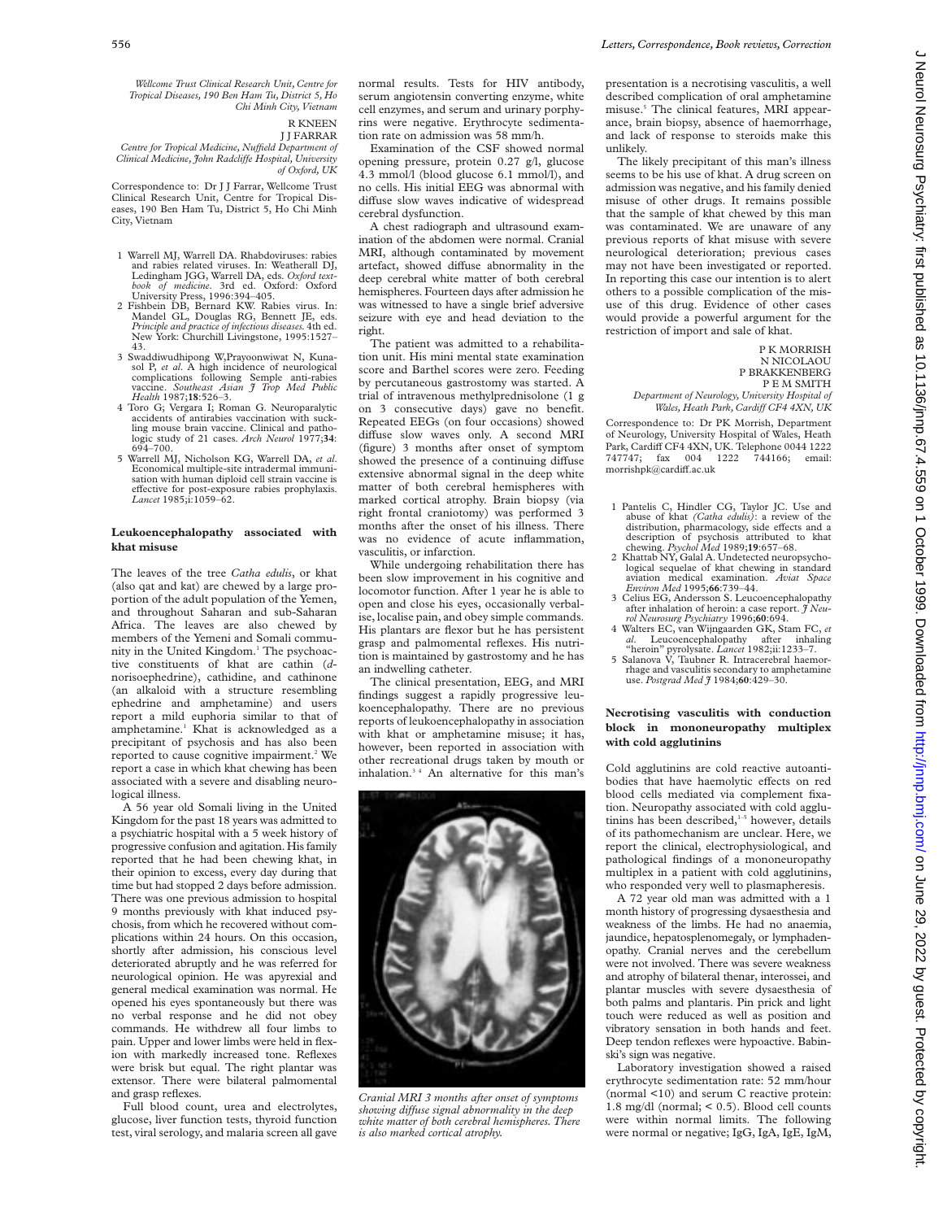*Wellcome Trust Clinical Research Unit, Centre for Tropical Diseases, 190 Ben Ham Tu, District 5, Ho Chi Minh City, Vietnam*

R KNEEN
J J FARRAR

*Centre for Tropical Medicine, Nuffield Department of Clinical Medicine, John Radcliffe Hospital, University of Oxford, UK*

Correspondence to: Dr J J Farrar, Wellcome Trust Clinical Research Unit, Centre for Tropical Diseases, 190 Ben Ham Tu, District 5, Ho Chi Minh City, Vietnam

1 Warrell MJ, Warrell DA. Rhabdoviruses: rabies and rabies related viruses. In: Weatherall DJ, Ledingham JGG, Warrell DA, eds. *Oxford textbook of medicine*. 3rd ed. Oxford: Oxford University Press, 1996:394–405.
2 Fishbein DB, Bernard KW. Rabies virus. In: Mandel GL, Douglas RG, Bennett JE, eds. *Principle and practice of infectious diseases.* 4th ed. New York: Churchill Livingstone, 1995:1527–43.
3 Swaddiwudhipong W,Prayoonwiwat N, Kunasol P, *et al*. A high incidence of neurological complications following Semple anti-rabies vaccine. *Southeast Asian J Trop Med Public Health* 1987;**18**:526–3.
4 Toro G; Vergara I; Roman G. Neuroparalytic accidents of antirabies vaccination with suckling mouse brain vaccine. Clinical and pathologic study of 21 cases. *Arch Neurol* 1977;**34**: 694–700.
5 Warrell MJ, Nicholson KG, Warrell DA, *et al*. Economical multiple-site intradermal immunisation with human diploid cell strain vaccine is effective for post-exposure rabies prophylaxis. *Lancet* 1985;**i**:1059–62.

## Leukoencephalopathy associated with khat misuse

The leaves of the tree *Catha edulis*, or khat (also qat and kat) are chewed by a large proportion of the adult population of the Yemen, and throughout Saharan and sub-Saharan Africa. The leaves are also chewed by members of the Yemeni and Somali community in the United Kingdom.[1] The psychoactive constituents of khat are cathin (*d*-norisoephedrine), cathidine, and cathinone (an alkaloid with a structure resembling ephedrine and amphetamine) and users report a mild euphoria similar to that of amphetamine.[1] Khat is acknowledged as a precipitant of psychosis and has also been reported to cause cognitive impairment.[2] We report a case in which khat chewing has been associated with a severe and disabling neurological illness.

A 56 year old Somali living in the United Kingdom for the past 18 years was admitted to a psychiatric hospital with a 5 week history of progressive confusion and agitation. His family reported that he had been chewing khat, in their opinion to excess, every day during that time but had stopped 2 days before admission. There was one previous admission to hospital 9 months previously with khat induced psychosis, from which he recovered without complications within 24 hours. On this occasion, shortly after admission, his conscious level deteriorated abruptly and he was referred for neurological opinion. He was apyrexial and general medical examination was normal. He opened his eyes spontaneously but there was no verbal response and he did not obey commands. He withdrew all four limbs to pain. Upper and lower limbs were held in flexion with markedly increased tone. Reflexes were brisk but equal. The right plantar was extensor. There were bilateral palmomental and grasp reflexes.

Full blood count, urea and electrolytes, glucose, liver function tests, thyroid function test, viral serology, and malaria screen all gave normal results. Tests for HIV antibody, serum angiotensin converting enzyme, white cell enzymes, and serum and urinary porphyrins were negative. Erythrocyte sedimentation rate on admission was 58 mm/h.

Examination of the CSF showed normal opening pressure, protein 0.27 g/l, glucose 4.3 mmol/l (blood glucose 6.1 mmol/l), and no cells. His initial EEG was abnormal with diffuse slow waves indicative of widespread cerebral dysfunction.

A chest radiograph and ultrasound examination of the abdomen were normal. Cranial MRI, although contaminated by movement artefact, showed diffuse abnormality in the deep cerebral white matter of both cerebral hemispheres. Fourteen days after admission he was witnessed to have a single brief adversive seizure with eye and head deviation to the right.

The patient was admitted to a rehabilitation unit. His mini mental state examination score and Barthel scores were zero. Feeding by percutaneous gastrostomy was started. A trial of intravenous methylprednisolone (1 g on 3 consecutive days) gave no benefit. Repeated EEGs (on four occasions) showed diffuse slow waves only. A second MRI (figure) 3 months after onset of symptom showed the presence of a continuing diffuse extensive abnormal signal in the deep white matter of both cerebral hemispheres with marked cortical atrophy. Brain biopsy (via right frontal craniotomy) was performed 3 months after the onset of his illness. There was no evidence of acute inflammation, vasculitis, or infarction.

While undergoing rehabilitation there has been slow improvement in his cognitive and locomotor function. After 1 year he is able to open and close his eyes, occasionally verbalise, localise pain, and obey simple commands. His plantars are flexor but he has persistent grasp and palmomental reflexes. His nutrition is maintained by gastrostomy and he has an indwelling catheter.

The clinical presentation, EEG, and MRI findings suggest a rapidly progressive leukoencephalopathy. There are no previous reports of leukoencephalopathy in association with khat or amphetamine misuse; it has, however, been reported in association with other recreational drugs taken by mouth or inhalation.[3,4] An alternative for this man's presentation is a necrotising vasculitis, a well described complication of oral amphetamine misuse.[5] The clinical features, MRI appearance, brain biopsy, absence of haemorrhage, and lack of response to steroids make this unlikely.

*Cranial MRI 3 months after onset of symptoms showing diffuse signal abnormality in the deep white matter of both cerebral hemispheres. There is also marked cortical atrophy.*

The likely precipitant of this man's illness seems to be his use of khat. A drug screen on admission was negative, and his family denied misuse of other drugs. It remains possible that the sample of khat chewed by this man was contaminated. We are unaware of any previous reports of khat misuse with severe neurological deterioration; previous cases may not have been investigated or reported. In reporting this case our intention is to alert others to a possible complication of the misuse of this drug. Evidence of other cases would provide a powerful argument for the restriction of import and sale of khat.

P K MORRISH
N NICOLAOU
P BRAKKENBERG
P E M SMITH

*Department of Neurology, University Hospital of Wales, Heath Park, Cardiff CF4 4XN, UK*

Correspondence to: Dr PK Morrish, Department of Neurology, University Hospital of Wales, Heath Park, Cardiff CF4 4XN, UK. Telephone 0044 1222 747747; fax 004 1222 744166; email: morrishpk@cardiff.ac.uk

1 Pantelis C, Hindler CG, Taylor JC. Use and abuse of khat *(Catha edulis)*: a review of the distribution, pharmacology, side effects and a description of psychosis attributed to khat chewing. *Psychol Med* 1989;**19**:657–68.
2 Khattab NY, Galal A. Undetected neuropsychological sequelae of khat chewing in standard aviation medical examination. *Aviat Space Environ Med* 1995;**66**:739–44.
3 Celius EG, Andersson S. Leucoencephalopathy after inhalation of heroin: a case report. *J Neurol Neurosurg Psychiatry* 1996;**60**:694.
4 Walters EC, van Wijngaarden GK, Stam FC, *et al*. Leucoencephalopathy after inhaling "heroin" pyrolysate. *Lancet* 1982;**ii**:1233–7.
5 Salanova V, Taubner R. Intracerebral haemorrhage and vasculitis secondary to amphetamine use. *Postgrad Med J* 1984;**60**:429–30.

## Necrotising vasculitis with conduction block in mononeuropathy multiplex with cold agglutinins

Cold agglutinins are cold reactive autoantibodies that have haemolytic effects on red blood cells mediated via complement fixation. Neuropathy associated with cold agglutinins has been described,[1–5] however, details of its pathomechanism are unclear. Here, we report the clinical, electrophysiological, and pathological findings of a mononeuropathy multiplex in a patient with cold agglutinins, who responded very well to plasmapheresis.

A 72 year old man was admitted with a 1 month history of progressing dysaesthesia and weakness of the limbs. He had no anaemia, jaundice, hepatosplenomegaly, or lymphadenopathy. Cranial nerves and the cerebellum were not involved. There was severe weakness and atrophy of bilateral thenar, interossei, and plantar muscles with severe dysaesthesia of both palms and plantaris. Pin prick and light touch were reduced as well as position and vibratory sensation in both hands and feet. Deep tendon reflexes were hypoactive. Babinski's sign was negative.

Laboratory investigation showed a raised erythrocyte sedimentation rate: 52 mm/hour (normal <10) and serum C reactive protein: 1.8 mg/dl (normal; < 0.5). Blood cell counts were within normal limits. The following were normal or negative; IgG, IgA, IgE, IgM,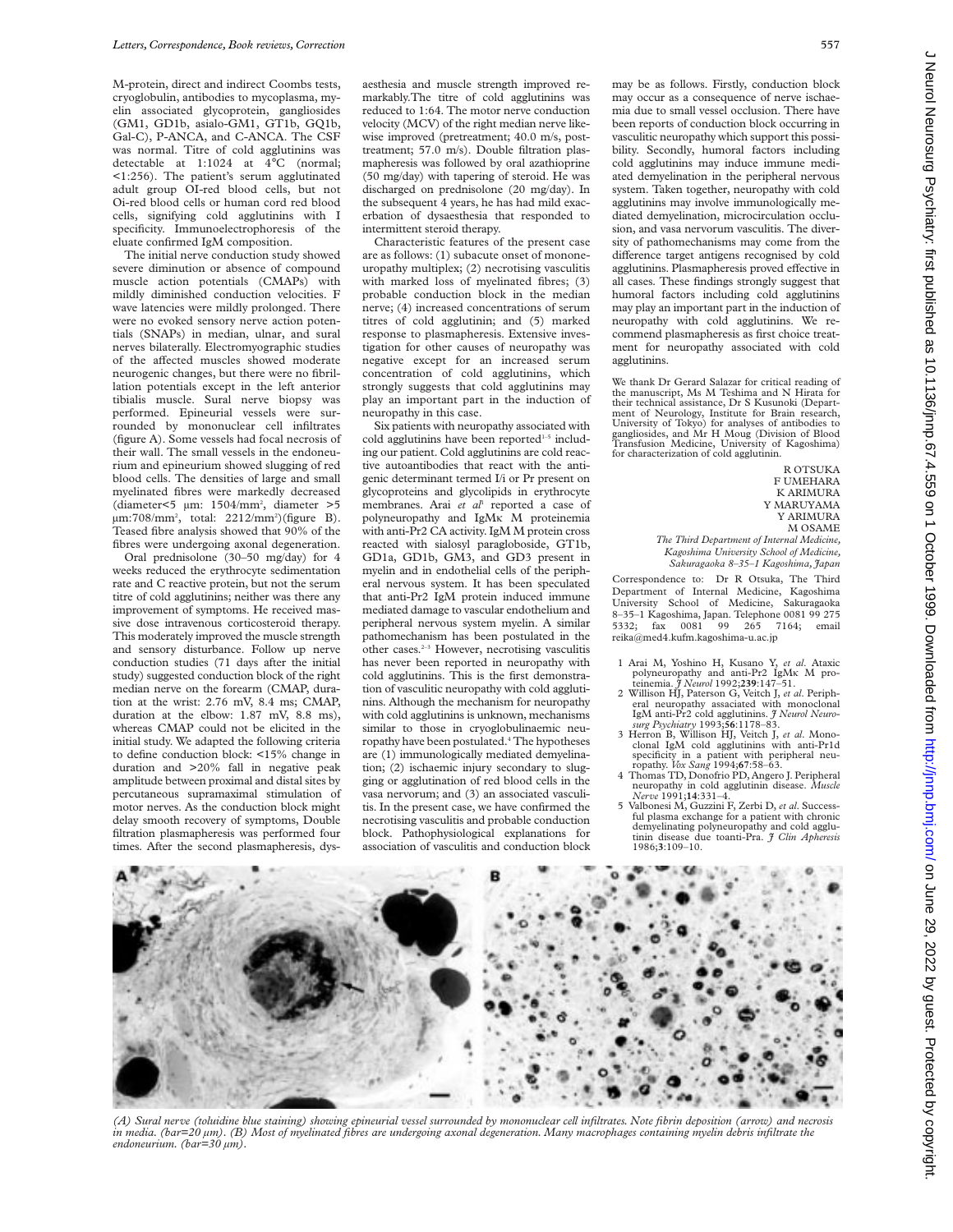M-protein, direct and indirect Coombs tests, cryoglobulin, antibodies to mycoplasma, myelin associated glycoprotein, gangliosides (GM1, GD1b, asialo-GM1, GT1b, GQ1b, Gal-C), P-ANCA, and C-ANCA. The CSF was normal. Titre of cold agglutinins was detectable at 1:1024 at 4°C (normal; <1:256). The patient's serum agglutinated adult group OI-red blood cells, but not Oi-red blood cells or human cord red blood cells, signifying cold agglutinins with I specificity. Immunoelectrophoresis of the eluate confirmed IgM composition.

The initial nerve conduction study showed severe diminution or absence of compound muscle action potentials (CMAPs) with mildly diminished conduction velocities. F wave latencies were mildly prolonged. There were no evoked sensory nerve action potentials (SNAPs) in median, ulnar, and sural nerves bilaterally. Electromyographic studies of the affected muscles showed moderate neurogenic changes, but there were no fibrillation potentials except in the left anterior tibialis muscle. Sural nerve biopsy was performed. Epineurial vessels were surrounded by mononuclear cell infiltrates (figure A). Some vessels had focal necrosis of their wall. The small vessels in the endoneurium and epineurium showed slugging of red blood cells. The densities of large and small myelinated fibres were markedly decreased (diameter<5 µm: 1504/mm², diameter >5 µm:708/mm², total: 2212/mm²)(figure B). Teased fibre analysis showed that 90% of the fibres were undergoing axonal degeneration.

Oral prednisolone (30–50 mg/day) for 4 weeks reduced the erythrocyte sedimentation rate and C reactive protein, but not the serum titre of cold agglutinins; neither was there any improvement of symptoms. He received massive dose intravenous corticosteroid therapy. This moderately improved the muscle strength and sensory disturbance. Follow up nerve conduction studies (71 days after the initial study) suggested conduction block of the right median nerve on the forearm (CMAP, duration at the wrist: 2.76 mV, 8.4 ms; CMAP, duration at the elbow: 1.87 mV, 8.8 ms), whereas CMAP could not be elicited in the initial study. We adapted the following criteria to define conduction block: <15% change in duration and >20% fall in negative peak amplitude between proximal and distal sites by percutaneous supramaximal stimulation of motor nerves. As the conduction block might delay smooth recovery of symptoms, Double filtration plasmapheresis was performed four times. After the second plasmapheresis, dysaesthesia and muscle strength improved remarkably.The titre of cold agglutinins was reduced to 1:64. The motor nerve conduction velocity (MCV) of the right median nerve likewise improved (pretreatment; 40.0 m/s, post-treatment; 57.0 m/s). Double filtration plasmapheresis was followed by oral azathioprine (50 mg/day) with tapering of steroid. He was discharged on prednisolone (20 mg/day). In the subsequent 4 years, he has had mild exacerbation of dysaesthesia that responded to intermittent steroid therapy.

Characteristic features of the present case are as follows: (1) subacute onset of mononeuropathy multiplex; (2) necrotising vasculitis with marked loss of myelinated fibres; (3) probable conduction block in the median nerve; (4) increased concentrations of serum titres of cold agglutinin; and (5) marked response to plasmapheresis. Extensive investigation for other causes of neuropathy was negative except for an increased serum concentration of cold agglutinins, which strongly suggests that cold agglutinins may play an important part in the induction of neuropathy in this case.

Six patients with neuropathy associated with cold agglutinins have been reported[1–5] including our patient. Cold agglutinins are cold reactive autoantibodies that react with the antigenic determinant termed I/i or Pr present on glycoproteins and glycolipids in erythrocyte membranes. Arai *et al*[1] reported a case of polyneuropathy and IgMκ M proteinemia with anti-Pr2 CA activity. IgM M protein cross reacted with sialosyl paragloboside, GT1b, GD1a, GD1b, GM3, and GD3 present in myelin and in endothelial cells of the peripheral nervous system. It has been speculated that anti-Pr2 IgM protein induced immune mediated damage to vascular endothelium and peripheral nervous system myelin. A similar pathomechanism has been postulated in the other cases.[2–3] However, necrotising vasculitis has never been reported in neuropathy with cold agglutinins. This is the first demonstration of vasculitic neuropathy with cold agglutinins. Although the mechanism for neuropathy with cold agglutinins is unknown, mechanisms similar to those in cryoglobulinaemic neuropathy have been postulated.[4] The hypotheses are (1) immunologically mediated demyelination; (2) ischaemic injury secondary to slugging or agglutination of red blood cells in the vasa nervorum; and (3) an associated vasculitis. In the present case, we have confirmed the necrotising vasculitis and probable conduction block. Pathophysiological explanations for association of vasculitis and conduction block may be as follows. Firstly, conduction block may occur as a consequence of nerve ischaemia due to small vessel occlusion. There have been reports of conduction block occurring in vasculitic neuropathy which support this possibility. Secondly, humoral factors including cold agglutinins may induce immune mediated demyelination in the peripheral nervous system. Taken together, neuropathy with cold agglutinins may involve immunologically mediated demyelination, microcirculation occlusion, and vasa nervorum vasculitis. The diversity of pathomechanisms may come from the difference target antigens recognised by cold agglutinins. Plasmapheresis proved effective in all cases. These findings strongly suggest that humoral factors including cold agglutinins may play an important part in the induction of neuropathy with cold agglutinins. We recommend plasmapheresis as first choice treatment for neuropathy associated with cold agglutinins.

We thank Dr Gerard Salazar for critical reading of the manuscript, Ms M Teshima and N Hirata for their technical assistance, Dr S Kusunoki (Department of Neurology, Institute for Brain research, University of Tokyo) for analyses of antibodies to gangliosides, and Mr H Moug (Division of Blood Transfusion Medicine, University of Kagoshima) for characterization of cold agglutinin.

R OTSUKA
F UMEHARA
K ARIMURA
Y MARUYAMA
Y ARIMURA
M OSAME

*The Third Department of Internal Medicine, Kagoshima University School of Medicine, Sakuragaoka 8–35–1 Kagoshima, Japan*

Correspondence to: Dr R Otsuka, The Third Department of Internal Medicine, Kagoshima University School of Medicine, Sakuragaoka 8–35–1 Kagoshima, Japan. Telephone 0081 99 275 5332; fax 0081 99 265 7164; email reika@med4.kufm.kagoshima-u.ac.jp

1. Arai M, Yoshino H, Kusano Y, *et al*. Ataxic polyneuropathy and anti-Pr2 IgMκ M proteinemia. *J Neurol* 1992;**239**:147–51.
2. Willison HJ, Paterson G, Veitch J, *et al*. Peripheral neuropathy assaciated with monoclonal IgM anti-Pr2 cold agglutinins. *J Neurol Neurosurg Psychiatry* 1993;**56**:1178–83.
3. Herron B, Willison HJ, Veitch J, *et al*. Monoclonal IgM cold agglutinins with anti-Pr1d specificity in a patient with peripheral neuropathy. *Vox Sang* 1994;**67**:58–63.
4. Thomas TD, Donofrio PD, Angero J. Peripheral neuropathy in cold agglutinin disease. *Muscle Nerve* 1991;**14**:331–4.
5. Valbonesi M, Guzzini F, Zerbi D, *et al*. Successful plasma exchange for a patient with chronic demyelinating polyneuropathy and cold agglutinin disease due toanti-Pra. *J Clin Apheresis* 1986;**3**:109–10.

*(A) Sural nerve (toluidine blue staining) showing epineurial vessel surrounded by mononuclear cell infiltrates. Note fibrin deposition (arrow) and necrosis in media. (bar=20 µm). (B) Most of myelinated fibres are undergoing axonal degeneration. Many macrophages containing myelin debris infiltrate the endoneurium. (bar=30 µm).*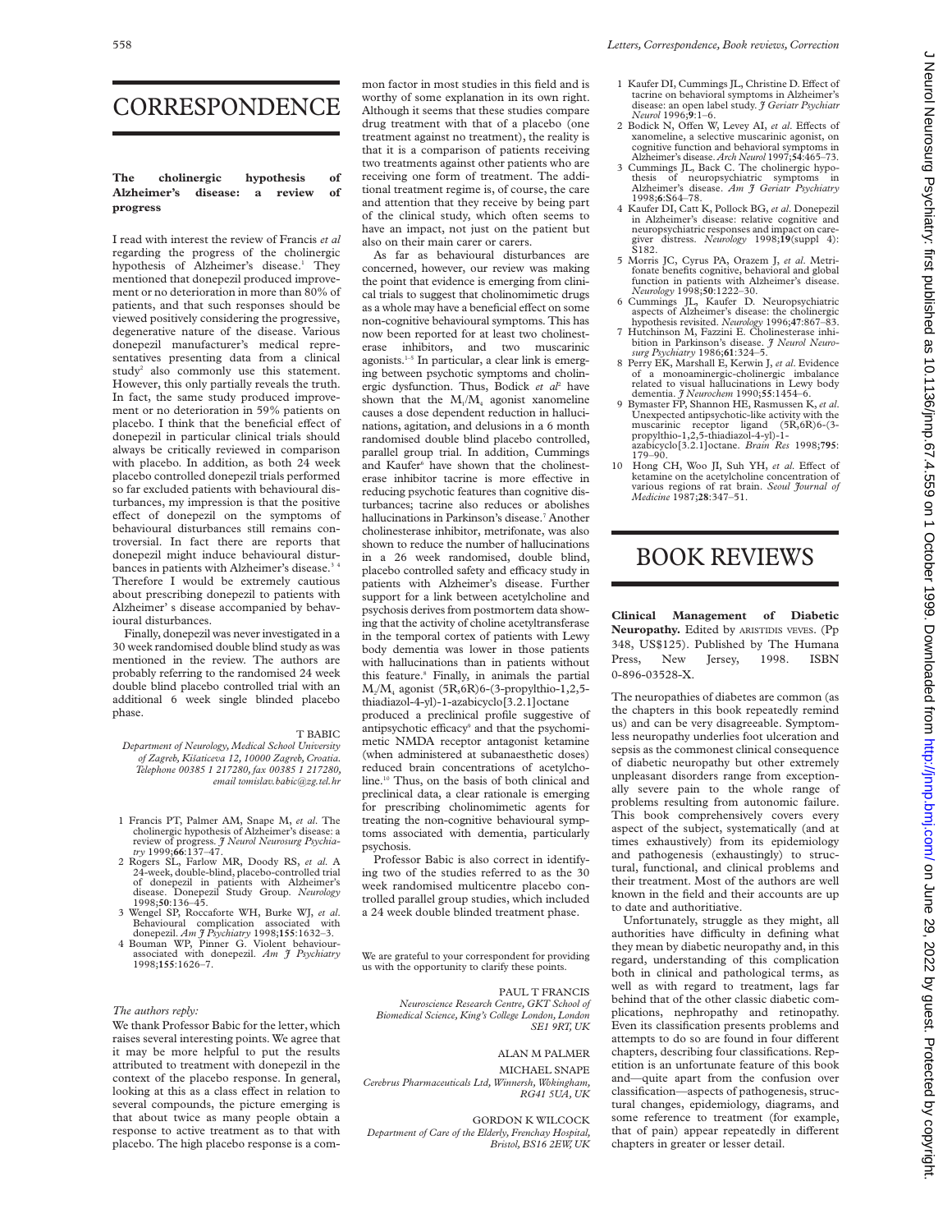# CORRESPONDENCE

## The cholinergic hypothesis of Alzheimer's disease: a review of progress

I read with interest the review of Francis *et al* regarding the progress of the cholinergic hypothesis of Alzheimer's disease.[1] They mentioned that donepezil produced improvement or no deterioration in more than 80% of patients, and that such responses should be viewed positively considering the progressive, degenerative nature of the disease. Various donepezil manufacturer's medical representatives presenting data from a clinical study[2] also commonly use this statement. However, this only partially reveals the truth. In fact, the same study produced improvement or no deterioration in 59% patients on placebo. I think that the beneficial effect of donepezil in particular clinical trials should always be critically reviewed in comparison with placebo. In addition, as both 24 week placebo controlled donepezil trials performed so far excluded patients with behavioural disturbances, my impression is that the positive effect of donepezil on the symptoms of behavioural disturbances still remains controversial. In fact there are reports that donepezil might induce behavioural disturbances in patients with Alzheimer's disease.[3 4] Therefore I would be extremely cautious about prescribing donepezil to patients with Alzheimer' s disease accompanied by behavioural disturbances.

Finally, donepezil was never investigated in a 30 week randomised double blind study as was mentioned in the review. The authors are probably referring to the randomised 24 week double blind placebo controlled trial with an additional 6 week single blinded placebo phase.

T BABIC

*Department of Neurology, Medical School University of Zagreb, Kišaticeva 12, 10000 Zagreb, Croatia. Telephone 00385 1 217280, fax 00385 1 217280, email tomislav.babic@zg.tel.hr*

1 Francis PT, Palmer AM, Snape M, *et al*. The cholinergic hypothesis of Alzheimer's disease: a review of progress. *J Neurol Neurosurg Psychiatry* 1999;**66**:137–47.
2 Rogers SL, Farlow MR, Doody RS, *et al*. A 24-week, double-blind, placebo-controlled trial of donepezil in patients with Alzheimer's disease. Donepezil Study Group. *Neurology* 1998;**50**:136–45.
3 Wengel SP, Roccaforte WH, Burke WJ, *et al*. Behavioural complication associated with donepezil. *Am J Psychiatry* 1998;**155**:1632–3.
4 Bouman WP, Pinner G. Violent behaviour-associated with donepezil. *Am J Psychiatry* 1998;**155**:1626–7.

*The authors reply:*

We thank Professor Babic for the letter, which raises several interesting points. We agree that it may be more helpful to put the results attributed to treatment with donepezil in the context of the placebo response. In general, looking at this as a class effect in relation to several compounds, the picture emerging is that about twice as many people obtain a response to active treatment as to that with placebo. The high placebo response is a common factor in most studies in this field and is worthy of some explanation in its own right. Although it seems that these studies compare drug treatment with that of a placebo (one treatment against no treatment), the reality is that it is a comparison of patients receiving two treatments against other patients who are receiving one form of treatment. The additional treatment regime is, of course, the care and attention that they receive by being part of the clinical study, which often seems to have an impact, not just on the patient but also on their main carer or carers.

As far as behavioural disturbances are concerned, however, our review was making the point that evidence is emerging from clinical trials to suggest that cholinomimetic drugs as a whole may have a beneficial effect on some non-cognitive behavioural symptoms. This has now been reported for at least two cholinesterase inhibitors, and two muscarinic agonists.[1–5] In particular, a clear link is emerging between psychotic symptoms and cholinergic dysfunction. Thus, Bodick *et al*[2] have shown that the $M_1/M_4$ agonist xanomeline causes a dose dependent reduction in hallucinations, agitation, and delusions in a 6 month randomised double blind placebo controlled, parallel group trial. In addition, Cummings and Kaufer[6] have shown that the cholinesterase inhibitor tacrine is more effective in reducing psychotic features than cognitive disturbances; tacrine also reduces or abolishes hallucinations in Parkinson's disease.[7] Another cholinesterase inhibitor, metrifonate, was also shown to reduce the number of hallucinations in a 26 week randomised, double blind, placebo controlled safety and efficacy study in patients with Alzheimer's disease. Further support for a link between acetylcholine and psychosis derives from postmortem data showing that the activity of choline acetyltransferase in the temporal cortex of patients with Lewy body dementia was lower in those patients with hallucinations than in patients without this feature.[8] Finally, in animals the partial $M_1/M_4$ agonist (5R,6R)6-(3-propylthio-1,2,5-thiadiazol-4-yl)-1-azabicyclo[3.2.1]octane produced a preclinical profile suggestive of antipsychotic efficacy[9] and that the psychomimetic NMDA receptor antagonist ketamine (when administered at subanaesthetic doses) reduced brain concentrations of acetylcholine.[10] Thus, on the basis of both clinical and preclinical data, a clear rationale is emerging for prescribing cholinomimetic agents for treating the non-cognitive behavioural symptoms associated with dementia, particularly psychosis.

Professor Babic is also correct in identifying two of the studies referred to as the 30 week randomised multicentre placebo controlled parallel group studies, which included a 24 week double blinded treatment phase.

We are grateful to your correspondent for providing us with the opportunity to clarify these points.

PAUL T FRANCIS

*Neuroscience Research Centre, GKT School of Biomedical Science, King's College London, London SE1 9RT, UK*

ALAN M PALMER

MICHAEL SNAPE

*Cerebrus Pharmaceuticals Ltd, Winnersh, Wokingham, RG41 5UA, UK*

GORDON K WILCOCK

*Department of Care of the Elderly, Frenchay Hospital, Bristol, BS16 2EW, UK*

1 Kaufer DI, Cummings JL, Christine D. Effect of tacrine on behavioral symptoms in Alzheimer's disease: an open label study. *J Geriatr Psychiatr Neurol* 1996;**9**:1–6.
2 Bodick N, Offen W, Levey AI, *et al*. Effects of xanomeline, a selective muscarinic agonist, on cognitive function and behavioral symptoms in Alzheimer's disease. *Arch Neurol* 1997;**54**:465–73.
3 Cummings JL, Back C. The cholinergic hypothesis of neuropsychiatric symptoms in Alzheimer's disease. *Am J Geriatr Psychiatry* 1998;**6**:S64–78.
4 Kaufer DI, Catt K, Pollock BG, *et al*. Donepezil in Alzheimer's disease: relative cognitive and neuropsychiatric responses and impact on caregiver distress. *Neurology* 1998;**19**(suppl 4): S182.
5 Morris JC, Cyrus PA, Orazem J, *et al*. Metrifonate benefits cognitive, behavioral and global function in patients with Alzheimer's disease. *Neurology* 1998;**50**:1222–30.
6 Cummings JL, Kaufer D. Neuropsychiatric aspects of Alzheimer's disease: the cholinergic hypothesis revisited. *Neurology* 1996;**47**:867–83.
7 Hutchinson M, Fazzini E. Cholinesterase inhibition in Parkinson's disease. *J Neurol Neurosurg Psychiatry* 1986;**61**:324–5.
8 Perry EK, Marshall E, Kerwin J, *et al*. Evidence of a monoaminergic-cholinergic imbalance related to visual hallucinations in Lewy body dementia. *J Neurochem* 1990;**55**:1454–6.
9 Bymaster FP, Shannon HE, Rasmussen K, *et al*. Unexpected antipsychotic-like activity with the muscarinic receptor ligand (5R,6R)6-(3-propylthio-1,2,5-thiadiazol-4-yl)-1-azabicyclo[3.2.1]octane. *Brain Res* 1998;**795**: 179–90.
10 Hong CH, Woo JI, Suh YH, *et al*. Effect of ketamine on the acetylcholine concentration of various regions of rat brain. *Seoul Journal of Medicine* 1987;**28**:347–51.

# BOOK REVIEWS

**Clinical Management of Diabetic Neuropathy.** Edited by ARISTIDIS VEVES. (Pp 348, US$125). Published by The Humana Press, New Jersey, 1998. ISBN 0-896-03528-X.

The neuropathies of diabetes are common (as the chapters in this book repeatedly remind us) and can be very disagreeable. Symptomless neuropathy underlies foot ulceration and sepsis as the commonest clinical consequence of diabetic neuropathy but other extremely unpleasant disorders range from exceptionally severe pain to the whole range of problems resulting from autonomic failure. This book comprehensively covers every aspect of the subject, systematically (and at times exhaustively) from its epidemiology and pathogenesis (exhaustingly) to structural, functional, and clinical problems and their treatment. Most of the authors are well known in the field and their accounts are up to date and authoritative.

Unfortunately, struggle as they might, all authorities have difficulty in defining what they mean by diabetic neuropathy and, in this regard, understanding of this complication both in clinical and pathological terms, as well as with regard to treatment, lags far behind that of the other classic diabetic complications, nephropathy and retinopathy. Even its classification presents problems and attempts to do so are found in four different chapters, describing four classifications. Repetition is an unfortunate feature of this book and—quite apart from the confusion over classification—aspects of pathogenesis, structural changes, epidemiology, diagrams, and some reference to treatment (for example, that of pain) appear repeatedly in different chapters in greater or lesser detail.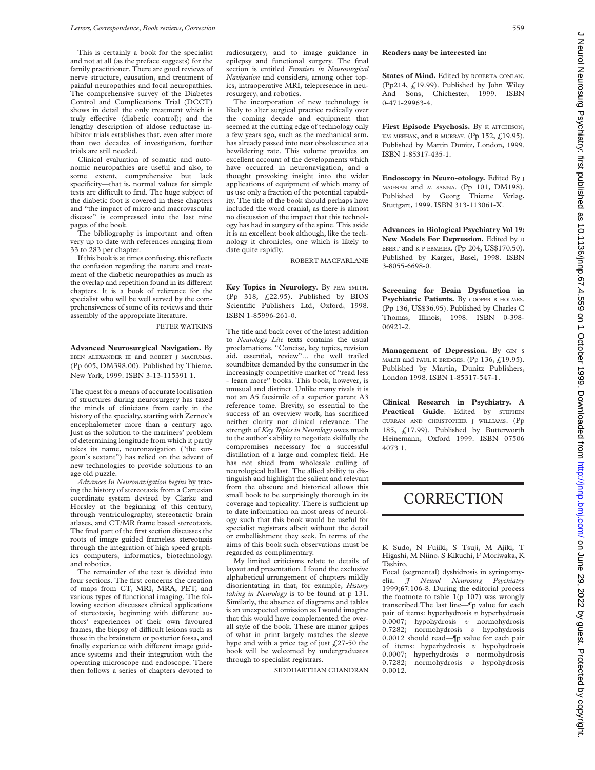This is certainly a book for the specialist and not at all (as the preface suggests) for the family practitioner. There are good reviews of nerve structure, causation, and treatment of painful neuropathies and focal neuropathies. The comprehensive survey of the Diabetes Control and Complications Trial (DCCT) shows in detail the only treatment which is truly effective (diabetic control); and the lengthy description of aldose reductase inhibitor trials establishes that, even after more than two decades of investigation, further trials are still needed.

Clinical evaluation of somatic and autonomic neuropathies are useful and also, to some extent, comprehensive but lack specificity—that is, normal values for simple tests are difficult to find. The huge subject of the diabetic foot is covered in these chapters and "the impact of micro and macrovascular disease" is compressed into the last nine pages of the book.

The bibliography is important and often very up to date with references ranging from 33 to 283 per chapter.

If this book is at times confusing, this reflects the confusion regarding the nature and treatment of the diabetic neuropathies as much as the overlap and repetition found in its different chapters. It is a book of reference for the specialist who will be well served by the comprehensiveness of some of its reviews and their assembly of the appropriate literature.

PETER WATKINS

**Advanced Neurosurgical Navigation.** By EBEN ALEXANDER III and ROBERT J MACIUNAS. (Pp 605, DM398.00). Published by Thieme, New York, 1999. ISBN 3-13-115391 1.

The quest for a means of accurate localisation of structures during neurosurgery has taxed the minds of clinicians from early in the history of the specialty, starting with Zernov's encephalometer more than a century ago. Just as the solution to the mariners' problem of determining longitude from which it partly takes its name, neuronavigation ("the surgeon's sextant") has relied on the advent of new technologies to provide solutions to an age old puzzle.

*Advances In Neuronavigation begins* by tracing the history of stereotaxis from a Cartesian coordinate system devised by Clarke and Horsley at the beginning of this century, through ventriculography, stereotactic brain atlases, and CT/MR frame based stereotaxis. The final part of the first section discusses the roots of image guided frameless stereotaxis through the integration of high speed graphics computers, informatics, biotechnology, and robotics.

The remainder of the text is divided into four sections. The first concerns the creation of maps from CT, MRI, MRA, PET, and various types of functional imaging. The following section discusses clinical applications of stereotaxis, beginning with different authors' experiences of their own favoured frames, the biopsy of difficult lesions such as those in the brainstem or posterior fossa, and finally experience with different image guidance systems and their integration with the operating microscope and endoscope. There then follows a series of chapters devoted to radiosurgery, and to image guidance in epilepsy and functional surgery. The final section is entitled *Frontiers in Neurosurgical Navigation* and considers, among other topics, intraoperative MRI, telepresence in neurosurgery, and robotics.

The incorporation of new technology is likely to alter surgical practice radically over the coming decade and equipment that seemed at the cutting edge of technology only a few years ago, such as the mechanical arm, has already passed into near obsolescence at a bewildering rate. This volume provides an excellent account of the developments which have occurred in neuronavigation, and a thought provoking insight into the wider applications of equipment of which many of us use only a fraction of the potential capability. The title of the book should perhaps have included the word cranial, as there is almost no discussion of the impact that this technology has had in surgery of the spine. This aside it is an excellent book although, like the technology it chronicles, one which is likely to date quite rapidly.

ROBERT MACFARLANE

**Key Topics in Neurology**. By PEM SMITH. (Pp 318, £22.95). Published by BIOS Scientific Publishers Ltd, Oxford, 1998. ISBN 1-85996-261-0.

The title and back cover of the latest addition to *Neurology Lite* texts contains the usual proclamations. "Concise, key topics, revision aid, essential, review"... the well trailed soundbites demanded by the consumer in the increasingly competitive market of "read less - learn more" books. This book, however, is unusual and distinct. Unlike many rivals it is not an A5 facsimile of a superior parent A3 reference tome. Brevity, so essential to the success of an overview work, has sacrificed neither clarity nor clinical relevance. The strength of *Key Topics in Neurology* owes much to the author's ability to negotiate skilfully the compromises necessary for a successful distillation of a large and complex field. He has not shied from wholesale culling of neurological ballast. The allied ability to distinguish and highlight the salient and relevant from the obscure and historical allows this small book to be surprisingly thorough in its coverage and topicality. There is sufficient up to date information on most areas of neurology such that this book would be useful for specialist registrars albeit without the detail or embellishment they seek. In terms of the aims of this book such observations must be regarded as complimentary.

My limited criticisms relate to details of layout and presentation. I found the exclusive alphabetical arrangement of chapters mildly disorientating in that, for example, *History taking in Neurology* is to be found at p 131. Similarly, the absence of diagrams and tables is an unexpected omission as I would imagine that this would have complemented the overall style of the book. These are minor gripes of what in print largely matches the sleeve hype and with a price tag of just £27-50 the book will be welcomed by undergraduates through to specialist registrars.

SIDDHARTHAN CHANDRAN

**Readers may be interested in:**

**States of Mind.** Edited by ROBERTA CONLAN. (Pp214, £19.99). Published by John Wiley And Sons, Chichester, 1999. ISBN 0-471-29963-4.

**First Episode Psychosis.** By K AITCHISON, KM MEEHAN, and R MURRAY. (Pp 152, £19.95). Published by Martin Dunitz, London, 1999. ISBN 1-85317-435-1.

**Endoscopy in Neuro-otology.** Edited By J MAGNAN and M SANNA. (Pp 101, DM198). Published by Georg Thieme Verlag, Stuttgart, 1999. ISBN 313-113061-X.

**Advances in Biological Psychiatry Vol 19: New Models For Depression.** Edited by D EBERT and K P EBMEIER. (Pp 204, US$170.50). Published by Karger, Basel, 1998. ISBN 3-8055-6698-0.

**Screening for Brain Dysfunction in Psychiatric Patients.** By COOPER B HOLMES. (Pp 136, US$36.95). Published by Charles C Thomas, Illinois, 1998. ISBN 0-398-06921-2.

**Management of Depression.** By GIN S MALHI and PAUL K BRIDGES. (Pp 136, £19.95). Published by Martin, Dunitz Publishers, London 1998. ISBN 1-85317-547-1.

**Clinical Research in Psychiatry. A Practical Guide**. Edited by STEPHEN CURRAN AND CHRISTOPHER J WILLIAMS. (Pp 185, £17.99). Published by Butterworth Heinemann, Oxford 1999. ISBN 07506 4073 1.

# CORRECTION

K Sudo, N Fujiki, S Tsuji, M Ajiki, T Higashi, M Niino, S Kikuchi, F Moriwaka, K Tashiro.

Focal (segmental) dyshidrosis in syringomyelia. *J Neurol Neurosurg Psychiatry* 1999;**67**:106-8. During the editorial process the footnote to table 1(p 107) was wrongly transcribed.The last line—¶p value for each pair of items: hyperhydrosis *v* hyperhidrosis 0.0007; hypohydrosis *v* normohydrosis 0.7282; normohydrosis *v* hypohydrosis 0.0012 should read—¶p value for each pair of items: hyperhydrosis *v* hypohydrosis 0.0007; hyperhydrosis *v* normohydrosis 0.7282; normohydrosis *v* hypohydrosis 0.0012.